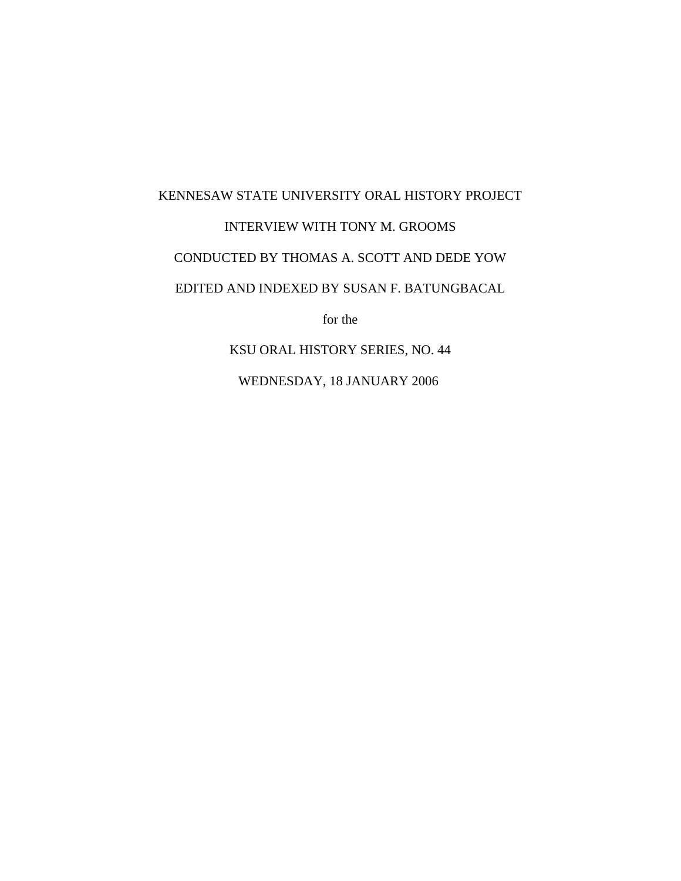KENNESAW STATE UNIVERSITY ORAL HISTORY PROJECT

INTERVIEW WITH TONY M. GROOMS

CONDUCTED BY THOMAS A. SCOTT AND DEDE YOW

EDITED AND INDEXED BY SUSAN F. BATUNGBACAL

for the

KSU ORAL HISTORY SERIES, NO. 44

WEDNESDAY, 18 JANUARY 2006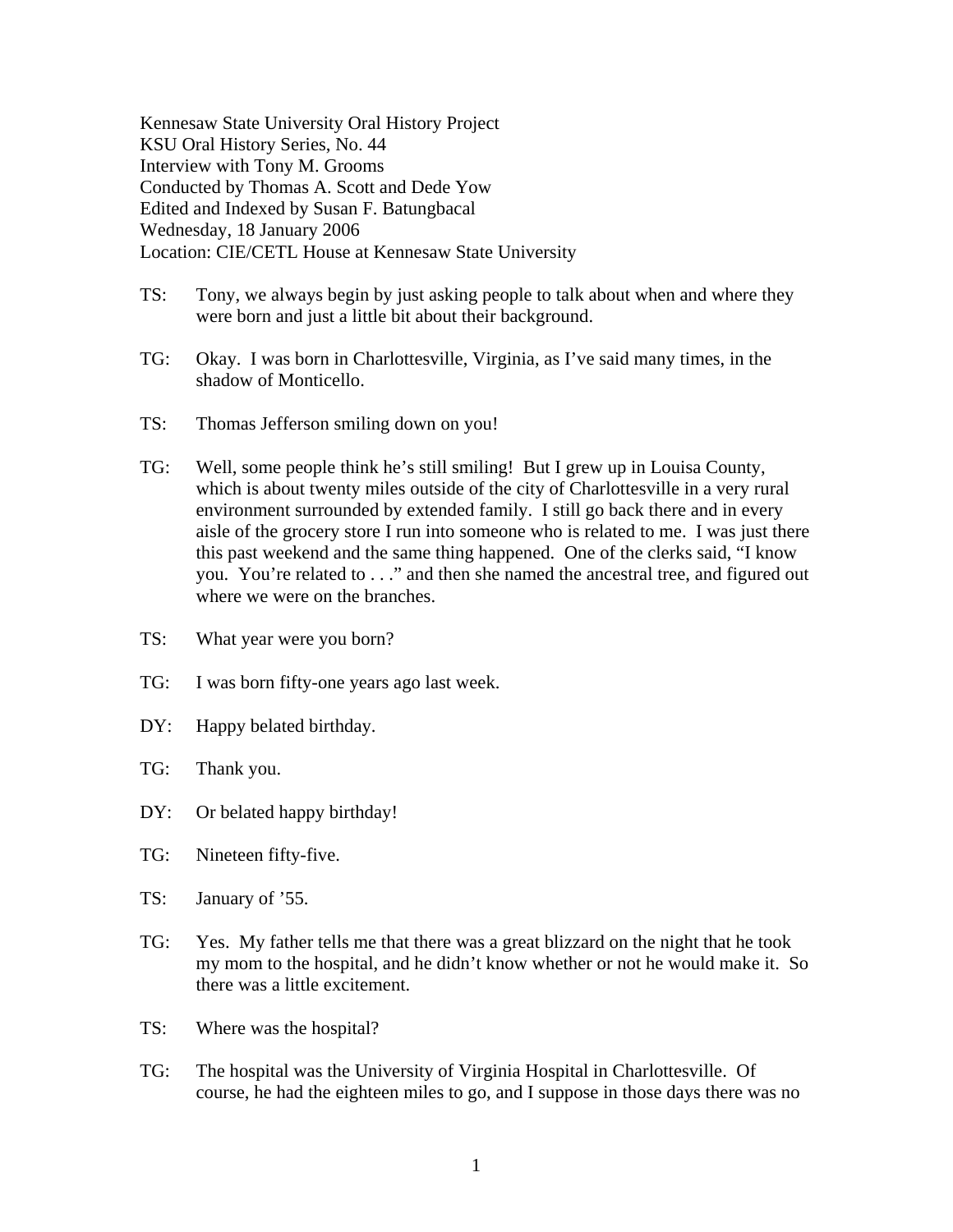Kennesaw State University Oral History Project
KSU Oral History Series, No. 44
Interview with Tony M. Grooms
Conducted by Thomas A. Scott and Dede Yow
Edited and Indexed by Susan F. Batungbacal
Wednesday, 18 January 2006
Location: CIE/CETL House at Kennesaw State University

TS: Tony, we always begin by just asking people to talk about when and where they were born and just a little bit about their background.

TG: Okay. I was born in Charlottesville, Virginia, as I've said many times, in the shadow of Monticello.

TS: Thomas Jefferson smiling down on you!

TG: Well, some people think he's still smiling! But I grew up in Louisa County, which is about twenty miles outside of the city of Charlottesville in a very rural environment surrounded by extended family. I still go back there and in every aisle of the grocery store I run into someone who is related to me. I was just there this past weekend and the same thing happened. One of the clerks said, "I know you. You're related to . . ." and then she named the ancestral tree, and figured out where we were on the branches.

TS: What year were you born?

TG: I was born fifty-one years ago last week.

DY: Happy belated birthday.

TG: Thank you.

DY: Or belated happy birthday!

TG: Nineteen fifty-five.

TS: January of '55.

TG: Yes. My father tells me that there was a great blizzard on the night that he took my mom to the hospital, and he didn't know whether or not he would make it. So there was a little excitement.

TS: Where was the hospital?

TG: The hospital was the University of Virginia Hospital in Charlottesville. Of course, he had the eighteen miles to go, and I suppose in those days there was no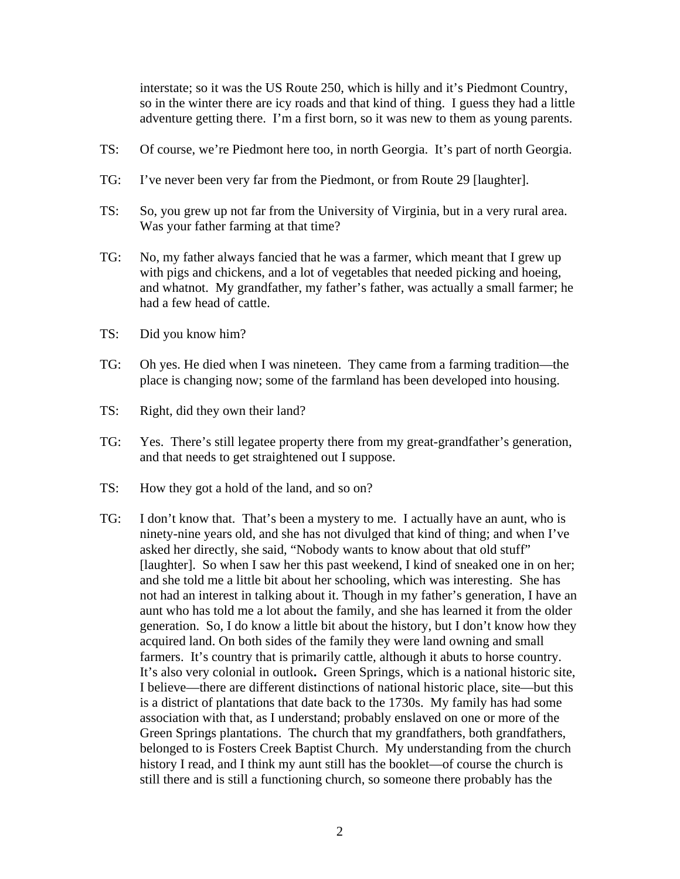interstate; so it was the US Route 250, which is hilly and it's Piedmont Country, so in the winter there are icy roads and that kind of thing. I guess they had a little adventure getting there. I'm a first born, so it was new to them as young parents.

TS: Of course, we're Piedmont here too, in north Georgia. It's part of north Georgia.

TG: I've never been very far from the Piedmont, or from Route 29 [laughter].

TS: So, you grew up not far from the University of Virginia, but in a very rural area. Was your father farming at that time?

TG: No, my father always fancied that he was a farmer, which meant that I grew up with pigs and chickens, and a lot of vegetables that needed picking and hoeing, and whatnot. My grandfather, my father's father, was actually a small farmer; he had a few head of cattle.

TS: Did you know him?

TG: Oh yes. He died when I was nineteen. They came from a farming tradition—the place is changing now; some of the farmland has been developed into housing.

TS: Right, did they own their land?

TG: Yes. There's still legatee property there from my great-grandfather's generation, and that needs to get straightened out I suppose.

TS: How they got a hold of the land, and so on?

TG: I don't know that. That's been a mystery to me. I actually have an aunt, who is ninety-nine years old, and she has not divulged that kind of thing; and when I've asked her directly, she said, "Nobody wants to know about that old stuff" [laughter]. So when I saw her this past weekend, I kind of sneaked one in on her; and she told me a little bit about her schooling, which was interesting. She has not had an interest in talking about it. Though in my father's generation, I have an aunt who has told me a lot about the family, and she has learned it from the older generation. So, I do know a little bit about the history, but I don't know how they acquired land. On both sides of the family they were land owning and small farmers. It's country that is primarily cattle, although it abuts to horse country. It's also very colonial in outlook**.** Green Springs, which is a national historic site, I believe—there are different distinctions of national historic place, site—but this is a district of plantations that date back to the 1730s. My family has had some association with that, as I understand; probably enslaved on one or more of the Green Springs plantations. The church that my grandfathers, both grandfathers, belonged to is Fosters Creek Baptist Church. My understanding from the church history I read, and I think my aunt still has the booklet—of course the church is still there and is still a functioning church, so someone there probably has the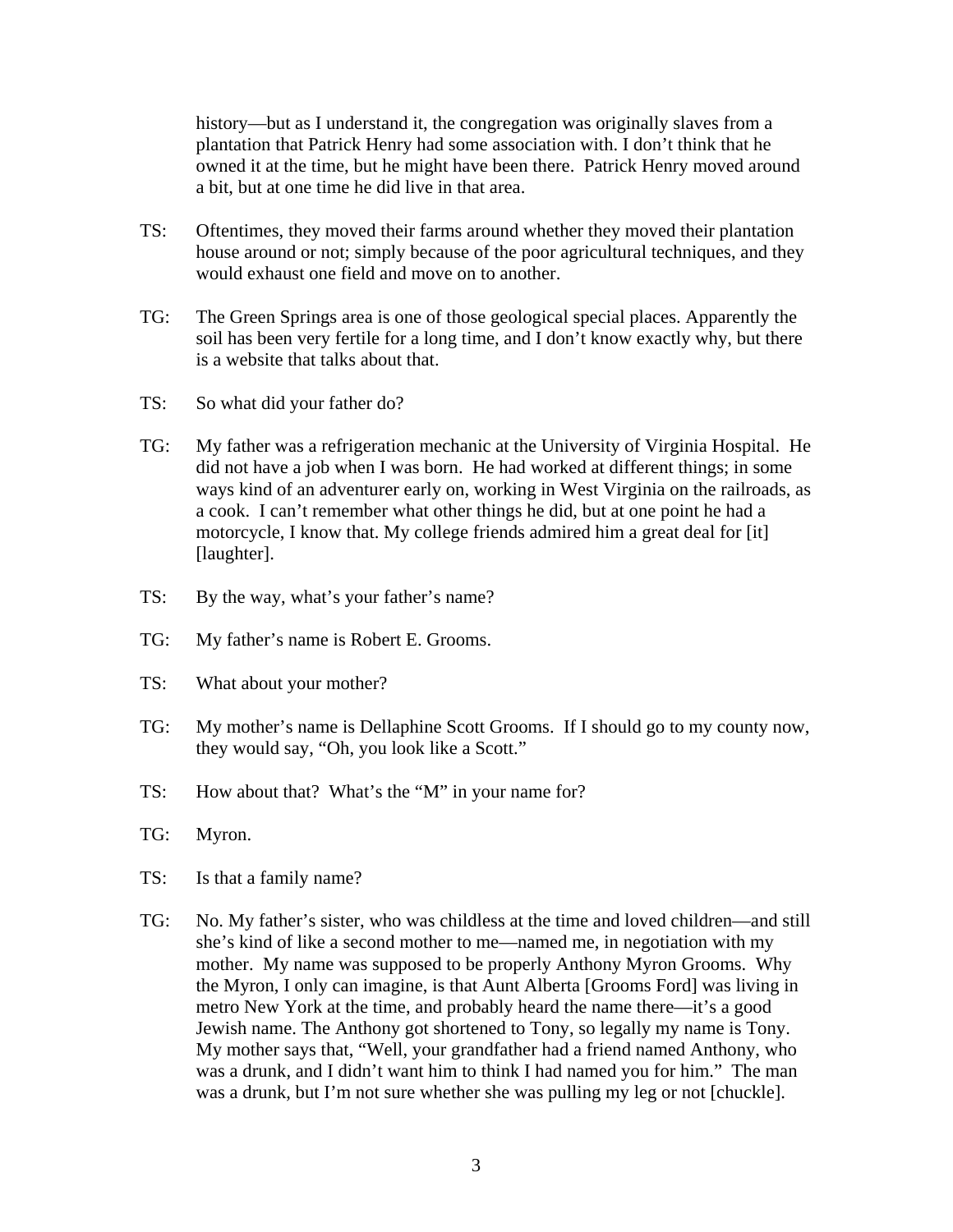history—but as I understand it, the congregation was originally slaves from a plantation that Patrick Henry had some association with. I don't think that he owned it at the time, but he might have been there. Patrick Henry moved around a bit, but at one time he did live in that area.

TS: Oftentimes, they moved their farms around whether they moved their plantation house around or not; simply because of the poor agricultural techniques, and they would exhaust one field and move on to another.

TG: The Green Springs area is one of those geological special places. Apparently the soil has been very fertile for a long time, and I don't know exactly why, but there is a website that talks about that.

TS: So what did your father do?

TG: My father was a refrigeration mechanic at the University of Virginia Hospital. He did not have a job when I was born. He had worked at different things; in some ways kind of an adventurer early on, working in West Virginia on the railroads, as a cook. I can't remember what other things he did, but at one point he had a motorcycle, I know that. My college friends admired him a great deal for [it] [laughter].

TS: By the way, what's your father's name?

TG: My father's name is Robert E. Grooms.

TS: What about your mother?

TG: My mother's name is Dellaphine Scott Grooms. If I should go to my county now, they would say, "Oh, you look like a Scott."

TS: How about that? What's the "M" in your name for?

TG: Myron.

TS: Is that a family name?

TG: No. My father's sister, who was childless at the time and loved children—and still she's kind of like a second mother to me—named me, in negotiation with my mother. My name was supposed to be properly Anthony Myron Grooms. Why the Myron, I only can imagine, is that Aunt Alberta [Grooms Ford] was living in metro New York at the time, and probably heard the name there—it's a good Jewish name. The Anthony got shortened to Tony, so legally my name is Tony. My mother says that, "Well, your grandfather had a friend named Anthony, who was a drunk, and I didn't want him to think I had named you for him." The man was a drunk, but I'm not sure whether she was pulling my leg or not [chuckle].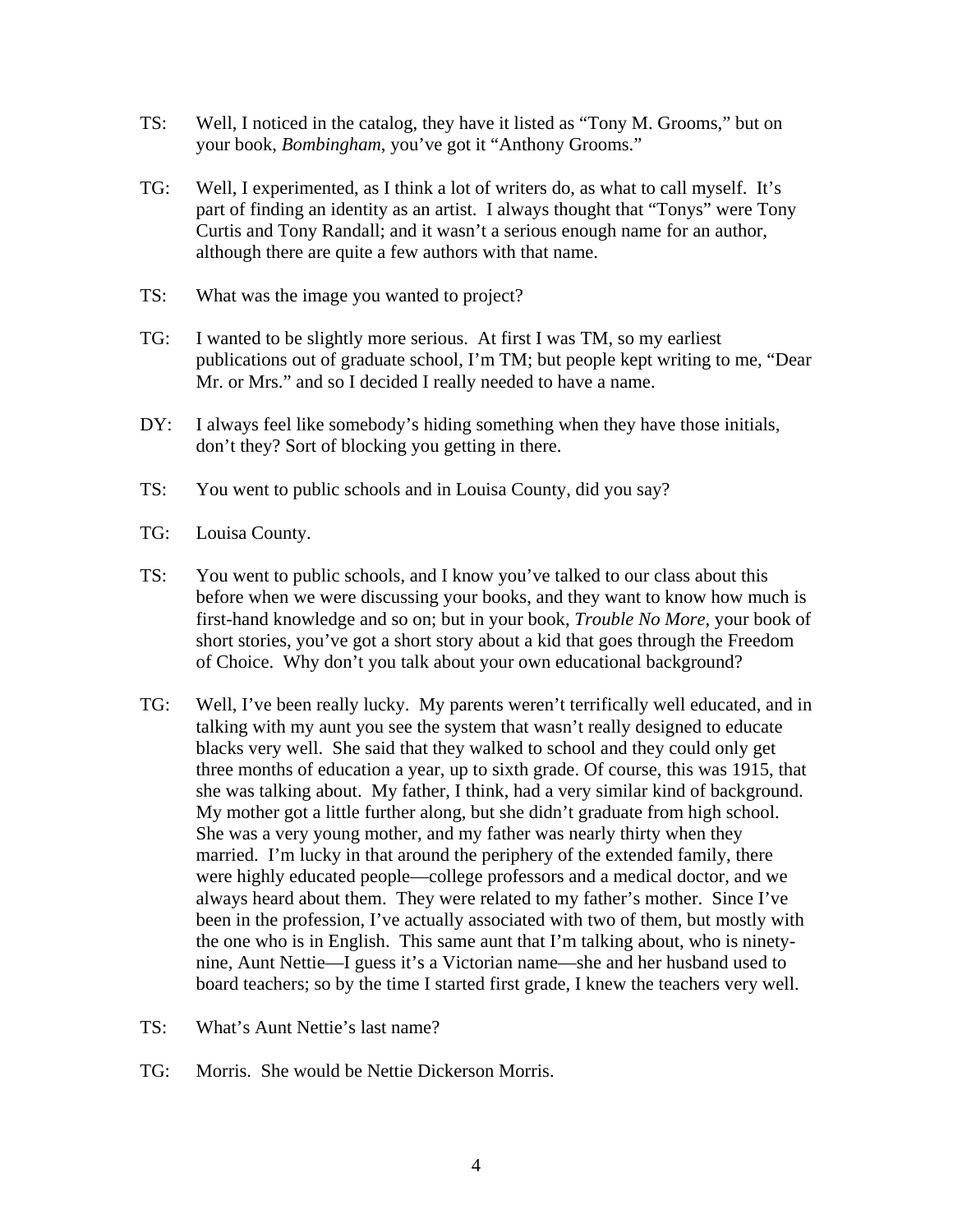TS: Well, I noticed in the catalog, they have it listed as "Tony M. Grooms," but on your book, *Bombingham*, you've got it "Anthony Grooms."

TG: Well, I experimented, as I think a lot of writers do, as what to call myself. It's part of finding an identity as an artist. I always thought that "Tonys" were Tony Curtis and Tony Randall; and it wasn't a serious enough name for an author, although there are quite a few authors with that name.

TS: What was the image you wanted to project?

TG: I wanted to be slightly more serious. At first I was TM, so my earliest publications out of graduate school, I'm TM; but people kept writing to me, "Dear Mr. or Mrs." and so I decided I really needed to have a name.

DY: I always feel like somebody's hiding something when they have those initials, don't they? Sort of blocking you getting in there.

TS: You went to public schools and in Louisa County, did you say?

TG: Louisa County.

TS: You went to public schools, and I know you've talked to our class about this before when we were discussing your books, and they want to know how much is first-hand knowledge and so on; but in your book, *Trouble No More,* your book of short stories, you've got a short story about a kid that goes through the Freedom of Choice. Why don't you talk about your own educational background?

TG: Well, I've been really lucky. My parents weren't terrifically well educated, and in talking with my aunt you see the system that wasn't really designed to educate blacks very well. She said that they walked to school and they could only get three months of education a year, up to sixth grade. Of course, this was 1915, that she was talking about. My father, I think, had a very similar kind of background. My mother got a little further along, but she didn't graduate from high school. She was a very young mother, and my father was nearly thirty when they married. I'm lucky in that around the periphery of the extended family, there were highly educated people—college professors and a medical doctor, and we always heard about them. They were related to my father's mother. Since I've been in the profession, I've actually associated with two of them, but mostly with the one who is in English. This same aunt that I'm talking about, who is ninety-nine, Aunt Nettie—I guess it's a Victorian name—she and her husband used to board teachers; so by the time I started first grade, I knew the teachers very well.

TS: What's Aunt Nettie's last name?

TG: Morris. She would be Nettie Dickerson Morris.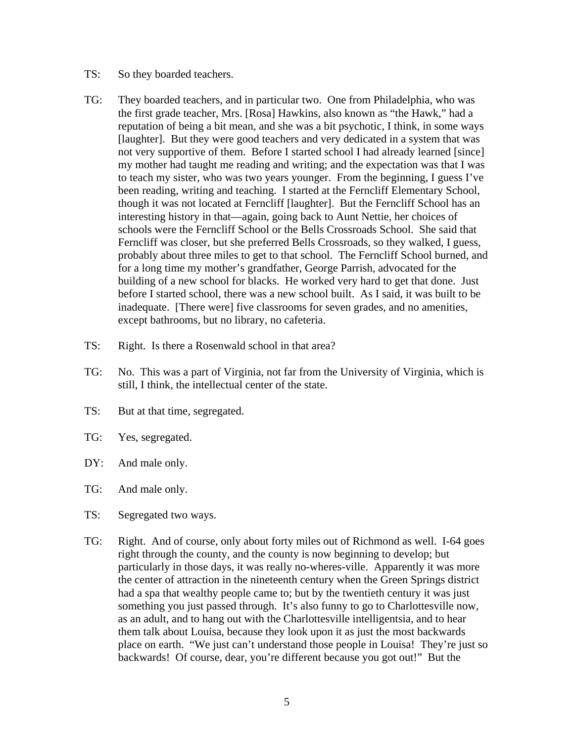TS: So they boarded teachers.

TG: They boarded teachers, and in particular two. One from Philadelphia, who was the first grade teacher, Mrs. [Rosa] Hawkins, also known as "the Hawk," had a reputation of being a bit mean, and she was a bit psychotic, I think, in some ways [laughter]. But they were good teachers and very dedicated in a system that was not very supportive of them. Before I started school I had already learned [since] my mother had taught me reading and writing; and the expectation was that I was to teach my sister, who was two years younger. From the beginning, I guess I've been reading, writing and teaching. I started at the Ferncliff Elementary School, though it was not located at Ferncliff [laughter]. But the Ferncliff School has an interesting history in that—again, going back to Aunt Nettie, her choices of schools were the Ferncliff School or the Bells Crossroads School. She said that Ferncliff was closer, but she preferred Bells Crossroads, so they walked, I guess, probably about three miles to get to that school. The Ferncliff School burned, and for a long time my mother's grandfather, George Parrish, advocated for the building of a new school for blacks. He worked very hard to get that done. Just before I started school, there was a new school built. As I said, it was built to be inadequate. [There were] five classrooms for seven grades, and no amenities, except bathrooms, but no library, no cafeteria.

TS: Right. Is there a Rosenwald school in that area?

TG: No. This was a part of Virginia, not far from the University of Virginia, which is still, I think, the intellectual center of the state.

TS: But at that time, segregated.

TG: Yes, segregated.

DY: And male only.

TG: And male only.

TS: Segregated two ways.

TG: Right. And of course, only about forty miles out of Richmond as well. I-64 goes right through the county, and the county is now beginning to develop; but particularly in those days, it was really no-wheres-ville. Apparently it was more the center of attraction in the nineteenth century when the Green Springs district had a spa that wealthy people came to; but by the twentieth century it was just something you just passed through. It's also funny to go to Charlottesville now, as an adult, and to hang out with the Charlottesville intelligentsia, and to hear them talk about Louisa, because they look upon it as just the most backwards place on earth. "We just can't understand those people in Louisa! They're just so backwards! Of course, dear, you're different because you got out!" But the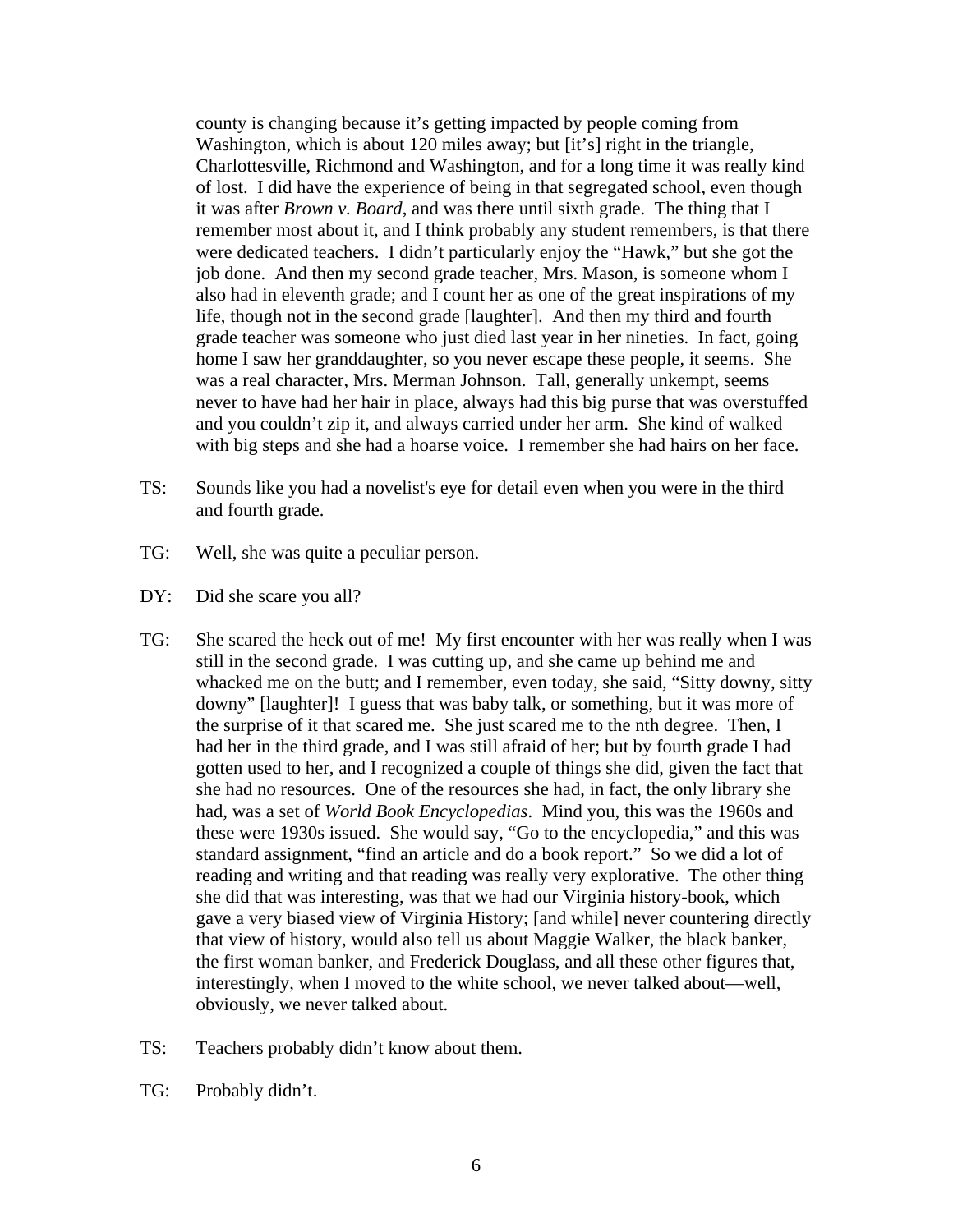county is changing because it's getting impacted by people coming from Washington, which is about 120 miles away; but [it's] right in the triangle, Charlottesville, Richmond and Washington, and for a long time it was really kind of lost. I did have the experience of being in that segregated school, even though it was after *Brown v. Board*, and was there until sixth grade. The thing that I remember most about it, and I think probably any student remembers, is that there were dedicated teachers. I didn't particularly enjoy the "Hawk," but she got the job done. And then my second grade teacher, Mrs. Mason, is someone whom I also had in eleventh grade; and I count her as one of the great inspirations of my life, though not in the second grade [laughter]. And then my third and fourth grade teacher was someone who just died last year in her nineties. In fact, going home I saw her granddaughter, so you never escape these people, it seems. She was a real character, Mrs. Merman Johnson. Tall, generally unkempt, seems never to have had her hair in place, always had this big purse that was overstuffed and you couldn't zip it, and always carried under her arm. She kind of walked with big steps and she had a hoarse voice. I remember she had hairs on her face.

TS: Sounds like you had a novelist's eye for detail even when you were in the third and fourth grade.

TG: Well, she was quite a peculiar person.

DY: Did she scare you all?

TG: She scared the heck out of me! My first encounter with her was really when I was still in the second grade. I was cutting up, and she came up behind me and whacked me on the butt; and I remember, even today, she said, "Sitty downy, sitty downy" [laughter]! I guess that was baby talk, or something, but it was more of the surprise of it that scared me. She just scared me to the nth degree. Then, I had her in the third grade, and I was still afraid of her; but by fourth grade I had gotten used to her, and I recognized a couple of things she did, given the fact that she had no resources. One of the resources she had, in fact, the only library she had, was a set of *World Book Encyclopedias*. Mind you, this was the 1960s and these were 1930s issued. She would say, "Go to the encyclopedia," and this was standard assignment, "find an article and do a book report." So we did a lot of reading and writing and that reading was really very explorative. The other thing she did that was interesting, was that we had our Virginia history-book, which gave a very biased view of Virginia History; [and while] never countering directly that view of history, would also tell us about Maggie Walker, the black banker, the first woman banker, and Frederick Douglass, and all these other figures that, interestingly, when I moved to the white school, we never talked about—well, obviously, we never talked about.

TS: Teachers probably didn't know about them.

TG: Probably didn't.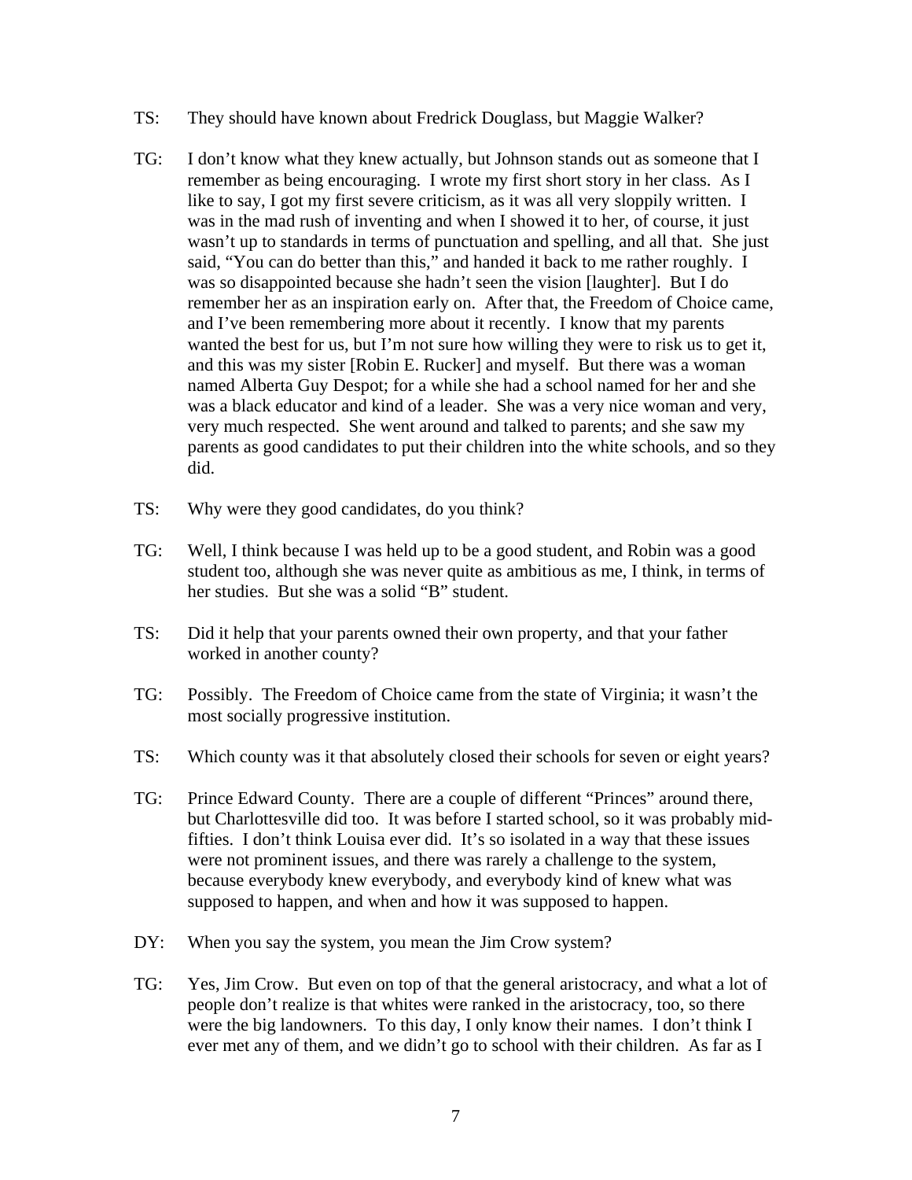TS: They should have known about Fredrick Douglass, but Maggie Walker?

TG: I don't know what they knew actually, but Johnson stands out as someone that I remember as being encouraging. I wrote my first short story in her class. As I like to say, I got my first severe criticism, as it was all very sloppily written. I was in the mad rush of inventing and when I showed it to her, of course, it just wasn't up to standards in terms of punctuation and spelling, and all that. She just said, "You can do better than this," and handed it back to me rather roughly. I was so disappointed because she hadn't seen the vision [laughter]. But I do remember her as an inspiration early on. After that, the Freedom of Choice came, and I've been remembering more about it recently. I know that my parents wanted the best for us, but I'm not sure how willing they were to risk us to get it, and this was my sister [Robin E. Rucker] and myself. But there was a woman named Alberta Guy Despot; for a while she had a school named for her and she was a black educator and kind of a leader. She was a very nice woman and very, very much respected. She went around and talked to parents; and she saw my parents as good candidates to put their children into the white schools, and so they did.

TS: Why were they good candidates, do you think?

TG: Well, I think because I was held up to be a good student, and Robin was a good student too, although she was never quite as ambitious as me, I think, in terms of her studies. But she was a solid "B" student.

TS: Did it help that your parents owned their own property, and that your father worked in another county?

TG: Possibly. The Freedom of Choice came from the state of Virginia; it wasn't the most socially progressive institution.

TS: Which county was it that absolutely closed their schools for seven or eight years?

TG: Prince Edward County. There are a couple of different "Princes" around there, but Charlottesville did too. It was before I started school, so it was probably mid-fifties. I don't think Louisa ever did. It's so isolated in a way that these issues were not prominent issues, and there was rarely a challenge to the system, because everybody knew everybody, and everybody kind of knew what was supposed to happen, and when and how it was supposed to happen.

DY: When you say the system, you mean the Jim Crow system?

TG: Yes, Jim Crow. But even on top of that the general aristocracy, and what a lot of people don't realize is that whites were ranked in the aristocracy, too, so there were the big landowners. To this day, I only know their names. I don't think I ever met any of them, and we didn't go to school with their children. As far as I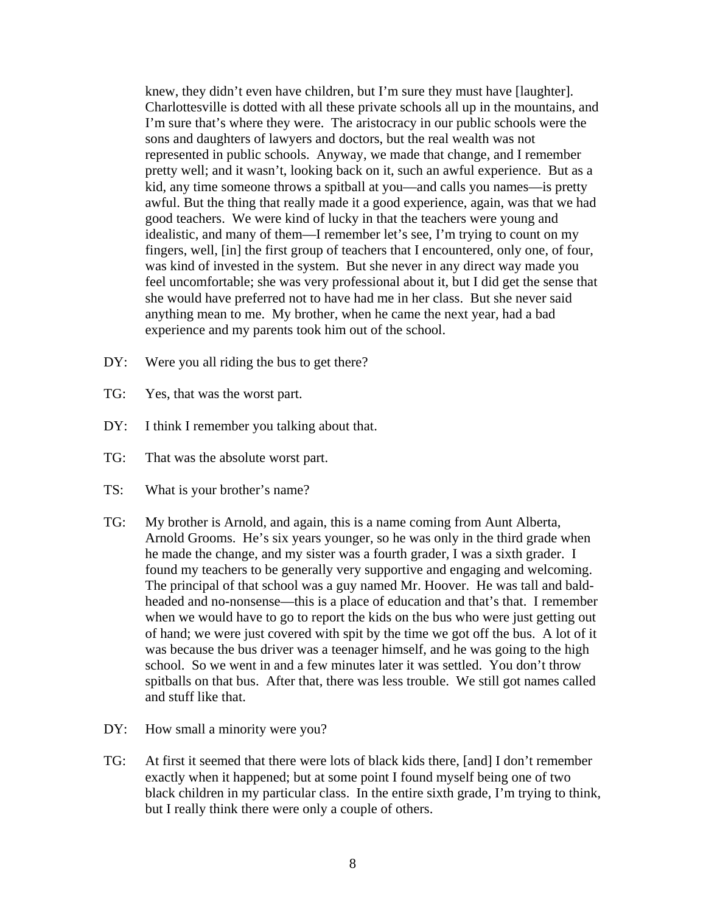knew, they didn't even have children, but I'm sure they must have [laughter]. Charlottesville is dotted with all these private schools all up in the mountains, and I'm sure that's where they were. The aristocracy in our public schools were the sons and daughters of lawyers and doctors, but the real wealth was not represented in public schools. Anyway, we made that change, and I remember pretty well; and it wasn't, looking back on it, such an awful experience. But as a kid, any time someone throws a spitball at you—and calls you names—is pretty awful. But the thing that really made it a good experience, again, was that we had good teachers. We were kind of lucky in that the teachers were young and idealistic, and many of them—I remember let's see, I'm trying to count on my fingers, well, [in] the first group of teachers that I encountered, only one, of four, was kind of invested in the system. But she never in any direct way made you feel uncomfortable; she was very professional about it, but I did get the sense that she would have preferred not to have had me in her class. But she never said anything mean to me. My brother, when he came the next year, had a bad experience and my parents took him out of the school.

DY: Were you all riding the bus to get there?

TG: Yes, that was the worst part.

DY: I think I remember you talking about that.

TG: That was the absolute worst part.

TS: What is your brother's name?

TG: My brother is Arnold, and again, this is a name coming from Aunt Alberta, Arnold Grooms. He's six years younger, so he was only in the third grade when he made the change, and my sister was a fourth grader, I was a sixth grader. I found my teachers to be generally very supportive and engaging and welcoming. The principal of that school was a guy named Mr. Hoover. He was tall and bald-headed and no-nonsense—this is a place of education and that's that. I remember when we would have to go to report the kids on the bus who were just getting out of hand; we were just covered with spit by the time we got off the bus. A lot of it was because the bus driver was a teenager himself, and he was going to the high school. So we went in and a few minutes later it was settled. You don't throw spitballs on that bus. After that, there was less trouble. We still got names called and stuff like that.

DY: How small a minority were you?

TG: At first it seemed that there were lots of black kids there, [and] I don't remember exactly when it happened; but at some point I found myself being one of two black children in my particular class. In the entire sixth grade, I'm trying to think, but I really think there were only a couple of others.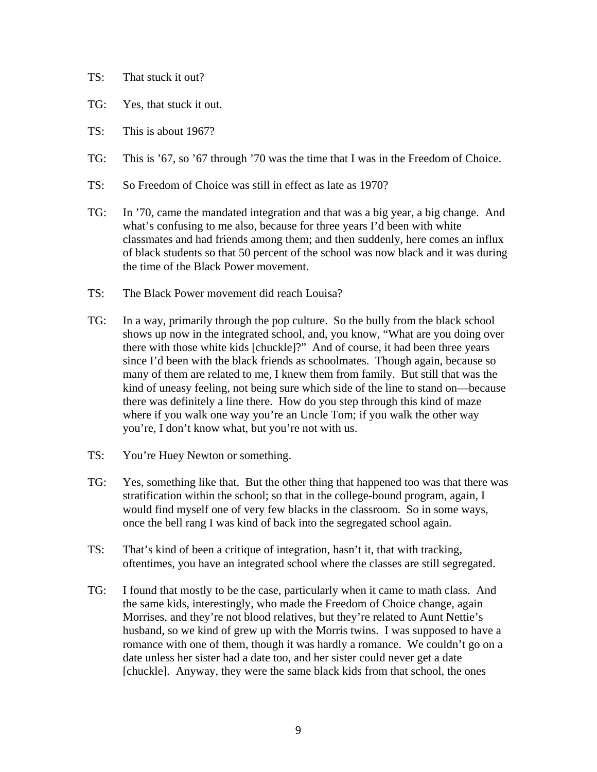TS: That stuck it out?

TG: Yes, that stuck it out.

TS: This is about 1967?

TG: This is ’67, so ’67 through ’70 was the time that I was in the Freedom of Choice.

TS: So Freedom of Choice was still in effect as late as 1970?

TG: In ’70, came the mandated integration and that was a big year, a big change. And what’s confusing to me also, because for three years I’d been with white classmates and had friends among them; and then suddenly, here comes an influx of black students so that 50 percent of the school was now black and it was during the time of the Black Power movement.

TS: The Black Power movement did reach Louisa?

TG: In a way, primarily through the pop culture. So the bully from the black school shows up now in the integrated school, and, you know, “What are you doing over there with those white kids [chuckle]?” And of course, it had been three years since I’d been with the black friends as schoolmates. Though again, because so many of them are related to me, I knew them from family. But still that was the kind of uneasy feeling, not being sure which side of the line to stand on—because there was definitely a line there. How do you step through this kind of maze where if you walk one way you’re an Uncle Tom; if you walk the other way you’re, I don’t know what, but you’re not with us.

TS: You’re Huey Newton or something.

TG: Yes, something like that. But the other thing that happened too was that there was stratification within the school; so that in the college-bound program, again, I would find myself one of very few blacks in the classroom. So in some ways, once the bell rang I was kind of back into the segregated school again.

TS: That’s kind of been a critique of integration, hasn’t it, that with tracking, oftentimes, you have an integrated school where the classes are still segregated.

TG: I found that mostly to be the case, particularly when it came to math class. And the same kids, interestingly, who made the Freedom of Choice change, again Morrises, and they’re not blood relatives, but they’re related to Aunt Nettie’s husband, so we kind of grew up with the Morris twins. I was supposed to have a romance with one of them, though it was hardly a romance. We couldn’t go on a date unless her sister had a date too, and her sister could never get a date [chuckle]. Anyway, they were the same black kids from that school, the ones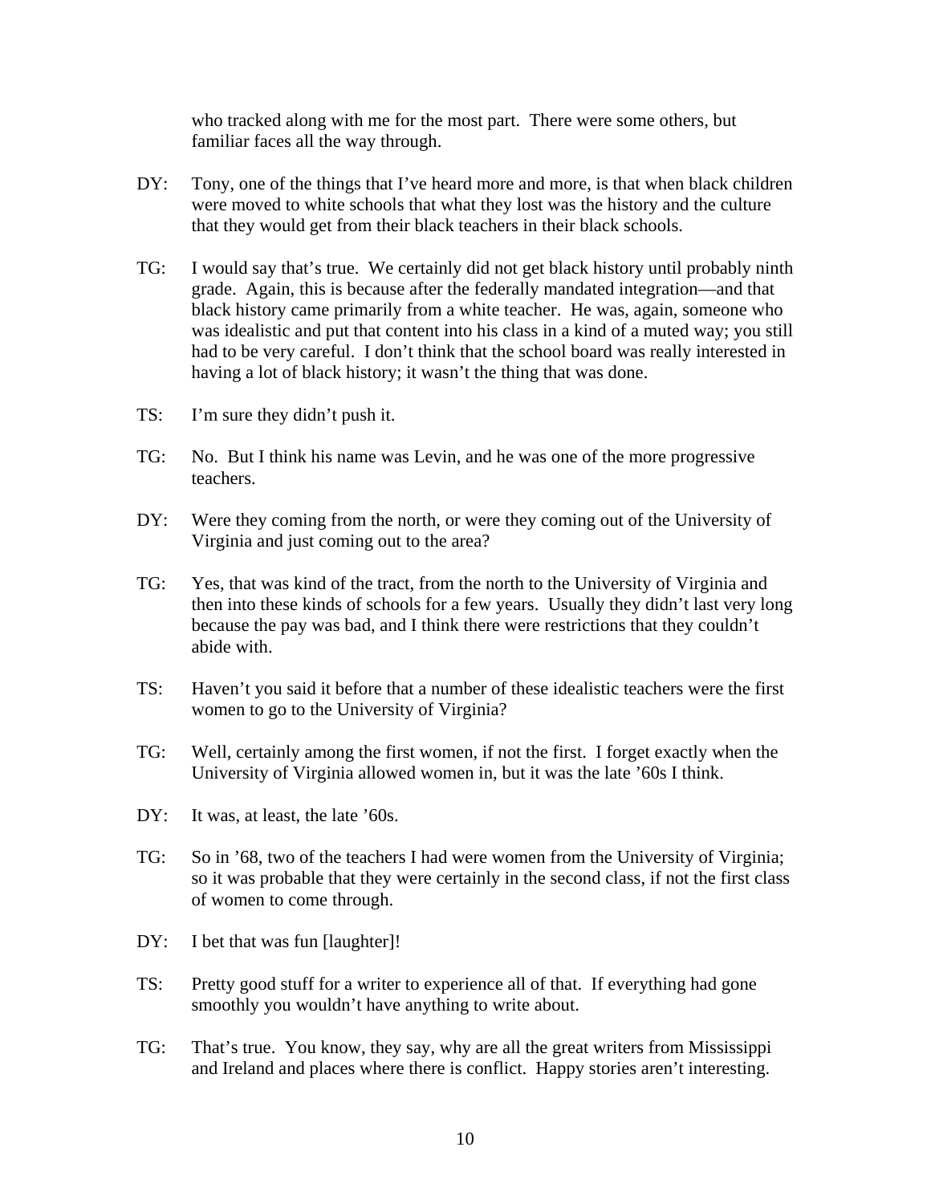who tracked along with me for the most part. There were some others, but familiar faces all the way through.

DY: Tony, one of the things that I've heard more and more, is that when black children were moved to white schools that what they lost was the history and the culture that they would get from their black teachers in their black schools.

TG: I would say that's true. We certainly did not get black history until probably ninth grade. Again, this is because after the federally mandated integration—and that black history came primarily from a white teacher. He was, again, someone who was idealistic and put that content into his class in a kind of a muted way; you still had to be very careful. I don't think that the school board was really interested in having a lot of black history; it wasn't the thing that was done.

TS: I'm sure they didn't push it.

TG: No. But I think his name was Levin, and he was one of the more progressive teachers.

DY: Were they coming from the north, or were they coming out of the University of Virginia and just coming out to the area?

TG: Yes, that was kind of the tract, from the north to the University of Virginia and then into these kinds of schools for a few years. Usually they didn't last very long because the pay was bad, and I think there were restrictions that they couldn't abide with.

TS: Haven't you said it before that a number of these idealistic teachers were the first women to go to the University of Virginia?

TG: Well, certainly among the first women, if not the first. I forget exactly when the University of Virginia allowed women in, but it was the late '60s I think.

DY: It was, at least, the late '60s.

TG: So in '68, two of the teachers I had were women from the University of Virginia; so it was probable that they were certainly in the second class, if not the first class of women to come through.

DY: I bet that was fun [laughter]!

TS: Pretty good stuff for a writer to experience all of that. If everything had gone smoothly you wouldn't have anything to write about.

TG: That's true. You know, they say, why are all the great writers from Mississippi and Ireland and places where there is conflict. Happy stories aren't interesting.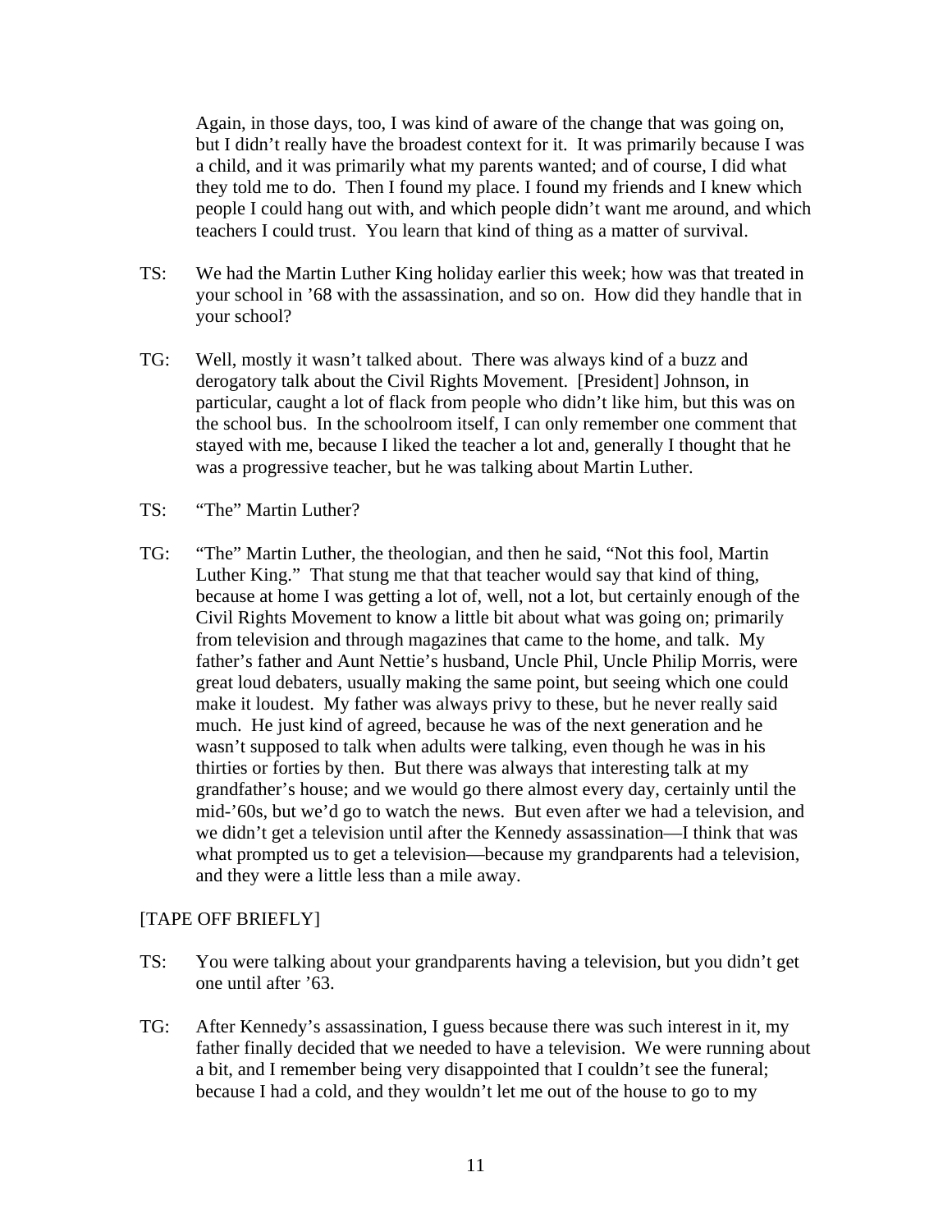Again, in those days, too, I was kind of aware of the change that was going on, but I didn't really have the broadest context for it. It was primarily because I was a child, and it was primarily what my parents wanted; and of course, I did what they told me to do. Then I found my place. I found my friends and I knew which people I could hang out with, and which people didn't want me around, and which teachers I could trust. You learn that kind of thing as a matter of survival.

TS: We had the Martin Luther King holiday earlier this week; how was that treated in your school in '68 with the assassination, and so on. How did they handle that in your school?

TG: Well, mostly it wasn't talked about. There was always kind of a buzz and derogatory talk about the Civil Rights Movement. [President] Johnson, in particular, caught a lot of flack from people who didn't like him, but this was on the school bus. In the schoolroom itself, I can only remember one comment that stayed with me, because I liked the teacher a lot and, generally I thought that he was a progressive teacher, but he was talking about Martin Luther.

TS: "The" Martin Luther?

TG: "The" Martin Luther, the theologian, and then he said, "Not this fool, Martin Luther King." That stung me that that teacher would say that kind of thing, because at home I was getting a lot of, well, not a lot, but certainly enough of the Civil Rights Movement to know a little bit about what was going on; primarily from television and through magazines that came to the home, and talk. My father's father and Aunt Nettie's husband, Uncle Phil, Uncle Philip Morris, were great loud debaters, usually making the same point, but seeing which one could make it loudest. My father was always privy to these, but he never really said much. He just kind of agreed, because he was of the next generation and he wasn't supposed to talk when adults were talking, even though he was in his thirties or forties by then. But there was always that interesting talk at my grandfather's house; and we would go there almost every day, certainly until the mid-'60s, but we'd go to watch the news. But even after we had a television, and we didn't get a television until after the Kennedy assassination—I think that was what prompted us to get a television—because my grandparents had a television, and they were a little less than a mile away.

[TAPE OFF BRIEFLY]

TS: You were talking about your grandparents having a television, but you didn't get one until after '63.

TG: After Kennedy's assassination, I guess because there was such interest in it, my father finally decided that we needed to have a television. We were running about a bit, and I remember being very disappointed that I couldn't see the funeral; because I had a cold, and they wouldn't let me out of the house to go to my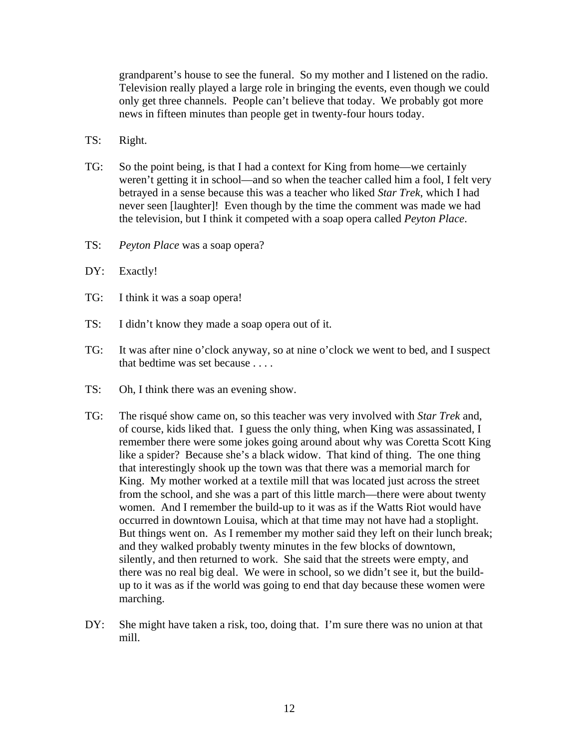grandparent's house to see the funeral. So my mother and I listened on the radio. Television really played a large role in bringing the events, even though we could only get three channels. People can't believe that today. We probably got more news in fifteen minutes than people get in twenty-four hours today.

TS: Right.

TG: So the point being, is that I had a context for King from home—we certainly weren't getting it in school—and so when the teacher called him a fool, I felt very betrayed in a sense because this was a teacher who liked *Star Trek*, which I had never seen [laughter]! Even though by the time the comment was made we had the television, but I think it competed with a soap opera called *Peyton Place*.

TS: *Peyton Place* was a soap opera?

DY: Exactly!

TG: I think it was a soap opera!

TS: I didn't know they made a soap opera out of it.

TG: It was after nine o'clock anyway, so at nine o'clock we went to bed, and I suspect that bedtime was set because . . . .

TS: Oh, I think there was an evening show.

TG: The risqué show came on, so this teacher was very involved with *Star Trek* and, of course, kids liked that. I guess the only thing, when King was assassinated, I remember there were some jokes going around about why was Coretta Scott King like a spider? Because she's a black widow. That kind of thing. The one thing that interestingly shook up the town was that there was a memorial march for King. My mother worked at a textile mill that was located just across the street from the school, and she was a part of this little march—there were about twenty women. And I remember the build-up to it was as if the Watts Riot would have occurred in downtown Louisa, which at that time may not have had a stoplight. But things went on. As I remember my mother said they left on their lunch break; and they walked probably twenty minutes in the few blocks of downtown, silently, and then returned to work. She said that the streets were empty, and there was no real big deal. We were in school, so we didn't see it, but the build-up to it was as if the world was going to end that day because these women were marching.

DY: She might have taken a risk, too, doing that. I'm sure there was no union at that mill.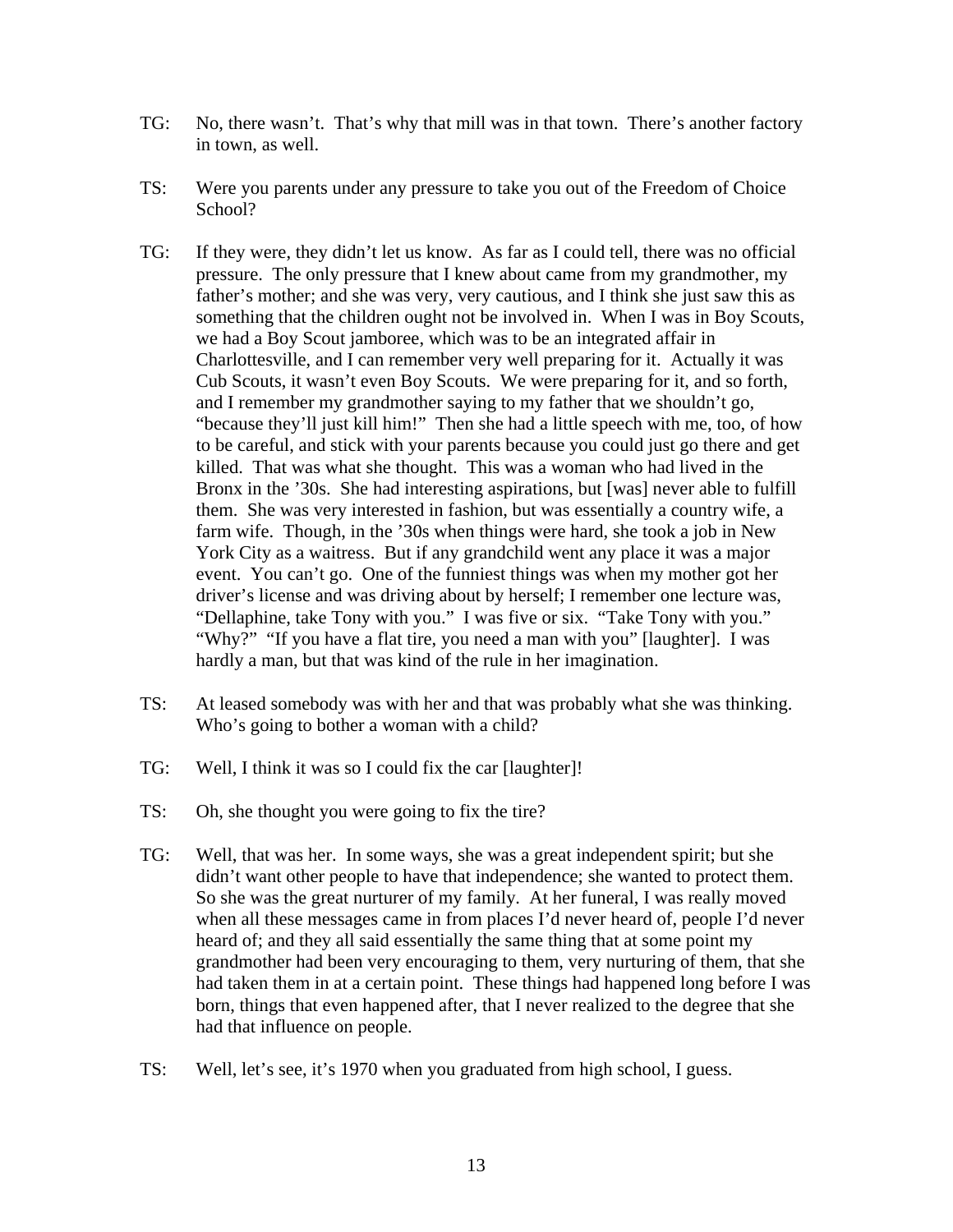TG: No, there wasn't. That's why that mill was in that town. There's another factory in town, as well.

TS: Were you parents under any pressure to take you out of the Freedom of Choice School?

TG: If they were, they didn't let us know. As far as I could tell, there was no official pressure. The only pressure that I knew about came from my grandmother, my father's mother; and she was very, very cautious, and I think she just saw this as something that the children ought not be involved in. When I was in Boy Scouts, we had a Boy Scout jamboree, which was to be an integrated affair in Charlottesville, and I can remember very well preparing for it. Actually it was Cub Scouts, it wasn't even Boy Scouts. We were preparing for it, and so forth, and I remember my grandmother saying to my father that we shouldn't go, "because they'll just kill him!" Then she had a little speech with me, too, of how to be careful, and stick with your parents because you could just go there and get killed. That was what she thought. This was a woman who had lived in the Bronx in the '30s. She had interesting aspirations, but [was] never able to fulfill them. She was very interested in fashion, but was essentially a country wife, a farm wife. Though, in the '30s when things were hard, she took a job in New York City as a waitress. But if any grandchild went any place it was a major event. You can't go. One of the funniest things was when my mother got her driver's license and was driving about by herself; I remember one lecture was, "Dellaphine, take Tony with you." I was five or six. "Take Tony with you." "Why?" "If you have a flat tire, you need a man with you" [laughter]. I was hardly a man, but that was kind of the rule in her imagination.

TS: At leased somebody was with her and that was probably what she was thinking. Who's going to bother a woman with a child?

TG: Well, I think it was so I could fix the car [laughter]!

TS: Oh, she thought you were going to fix the tire?

TG: Well, that was her. In some ways, she was a great independent spirit; but she didn't want other people to have that independence; she wanted to protect them. So she was the great nurturer of my family. At her funeral, I was really moved when all these messages came in from places I'd never heard of, people I'd never heard of; and they all said essentially the same thing that at some point my grandmother had been very encouraging to them, very nurturing of them, that she had taken them in at a certain point. These things had happened long before I was born, things that even happened after, that I never realized to the degree that she had that influence on people.

TS: Well, let's see, it's 1970 when you graduated from high school, I guess.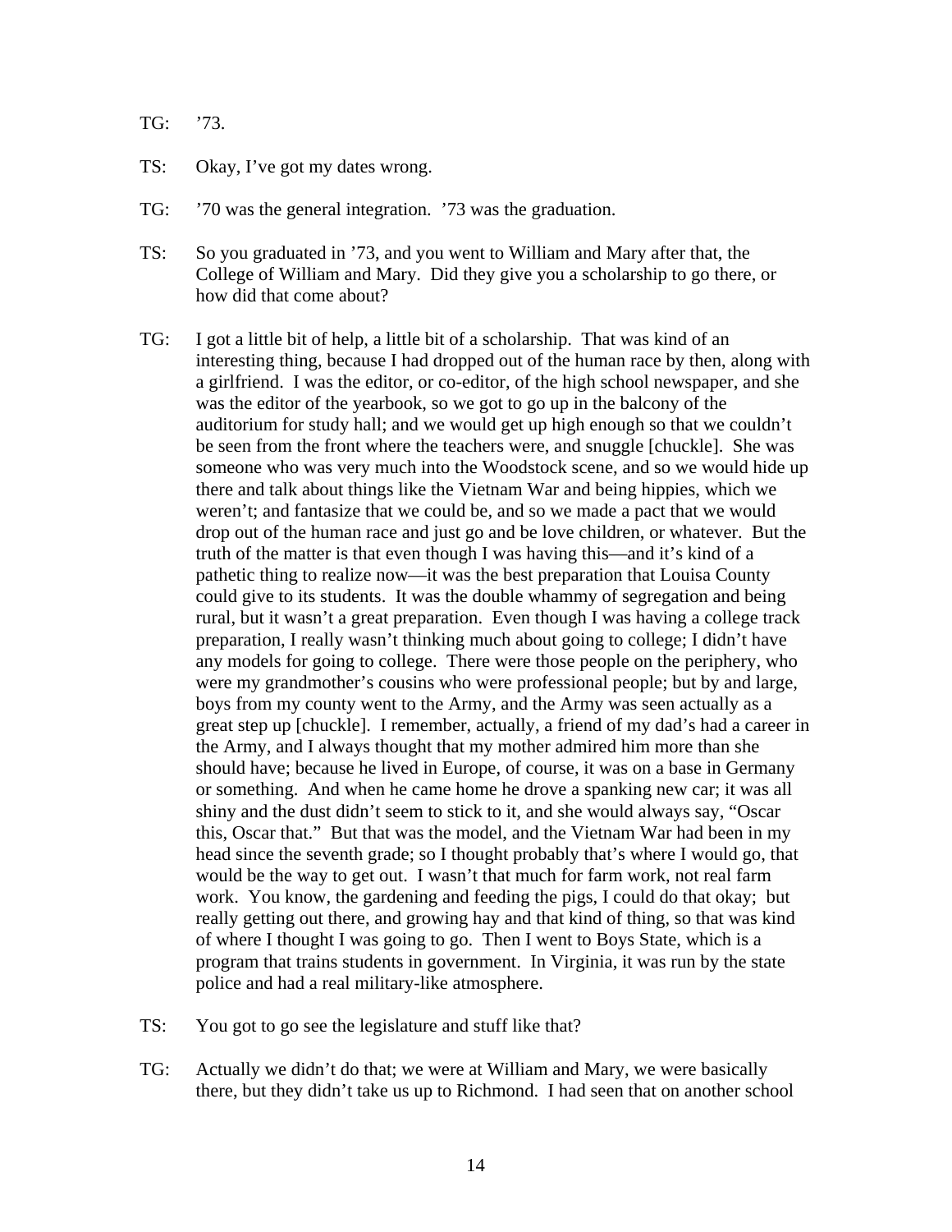TG: ’73.

TS: Okay, I’ve got my dates wrong.

TG: ’70 was the general integration. ’73 was the graduation.

TS: So you graduated in ’73, and you went to William and Mary after that, the College of William and Mary. Did they give you a scholarship to go there, or how did that come about?

TG: I got a little bit of help, a little bit of a scholarship. That was kind of an interesting thing, because I had dropped out of the human race by then, along with a girlfriend. I was the editor, or co-editor, of the high school newspaper, and she was the editor of the yearbook, so we got to go up in the balcony of the auditorium for study hall; and we would get up high enough so that we couldn’t be seen from the front where the teachers were, and snuggle [chuckle]. She was someone who was very much into the Woodstock scene, and so we would hide up there and talk about things like the Vietnam War and being hippies, which we weren’t; and fantasize that we could be, and so we made a pact that we would drop out of the human race and just go and be love children, or whatever. But the truth of the matter is that even though I was having this—and it’s kind of a pathetic thing to realize now—it was the best preparation that Louisa County could give to its students. It was the double whammy of segregation and being rural, but it wasn’t a great preparation. Even though I was having a college track preparation, I really wasn’t thinking much about going to college; I didn’t have any models for going to college. There were those people on the periphery, who were my grandmother’s cousins who were professional people; but by and large, boys from my county went to the Army, and the Army was seen actually as a great step up [chuckle]. I remember, actually, a friend of my dad’s had a career in the Army, and I always thought that my mother admired him more than she should have; because he lived in Europe, of course, it was on a base in Germany or something. And when he came home he drove a spanking new car; it was all shiny and the dust didn’t seem to stick to it, and she would always say, “Oscar this, Oscar that.” But that was the model, and the Vietnam War had been in my head since the seventh grade; so I thought probably that’s where I would go, that would be the way to get out. I wasn’t that much for farm work, not real farm work. You know, the gardening and feeding the pigs, I could do that okay; but really getting out there, and growing hay and that kind of thing, so that was kind of where I thought I was going to go. Then I went to Boys State, which is a program that trains students in government. In Virginia, it was run by the state police and had a real military-like atmosphere.

TS: You got to go see the legislature and stuff like that?

TG: Actually we didn’t do that; we were at William and Mary, we were basically there, but they didn’t take us up to Richmond. I had seen that on another school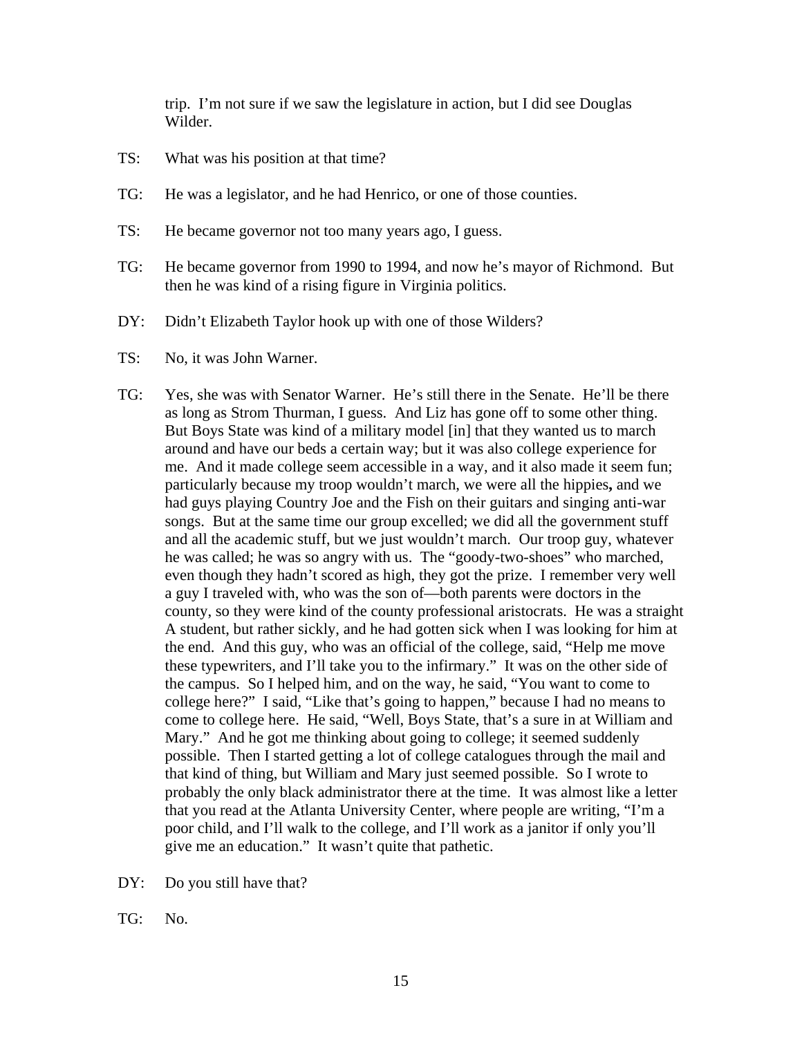trip. I'm not sure if we saw the legislature in action, but I did see Douglas Wilder.

TS: What was his position at that time?

TG: He was a legislator, and he had Henrico, or one of those counties.

TS: He became governor not too many years ago, I guess.

TG: He became governor from 1990 to 1994, and now he's mayor of Richmond. But then he was kind of a rising figure in Virginia politics.

DY: Didn't Elizabeth Taylor hook up with one of those Wilders?

TS: No, it was John Warner.

TG: Yes, she was with Senator Warner. He's still there in the Senate. He'll be there as long as Strom Thurman, I guess. And Liz has gone off to some other thing. But Boys State was kind of a military model [in] that they wanted us to march around and have our beds a certain way; but it was also college experience for me. And it made college seem accessible in a way, and it also made it seem fun; particularly because my troop wouldn't march, we were all the hippies**,** and we had guys playing Country Joe and the Fish on their guitars and singing anti-war songs. But at the same time our group excelled; we did all the government stuff and all the academic stuff, but we just wouldn't march. Our troop guy, whatever he was called; he was so angry with us. The "goody-two-shoes" who marched, even though they hadn't scored as high, they got the prize. I remember very well a guy I traveled with, who was the son of—both parents were doctors in the county, so they were kind of the county professional aristocrats. He was a straight A student, but rather sickly, and he had gotten sick when I was looking for him at the end. And this guy, who was an official of the college, said, "Help me move these typewriters, and I'll take you to the infirmary." It was on the other side of the campus. So I helped him, and on the way, he said, "You want to come to college here?" I said, "Like that's going to happen," because I had no means to come to college here. He said, "Well, Boys State, that's a sure in at William and Mary." And he got me thinking about going to college; it seemed suddenly possible. Then I started getting a lot of college catalogues through the mail and that kind of thing, but William and Mary just seemed possible. So I wrote to probably the only black administrator there at the time. It was almost like a letter that you read at the Atlanta University Center, where people are writing, "I'm a poor child, and I'll walk to the college, and I'll work as a janitor if only you'll give me an education." It wasn't quite that pathetic.

DY: Do you still have that?

TG: No.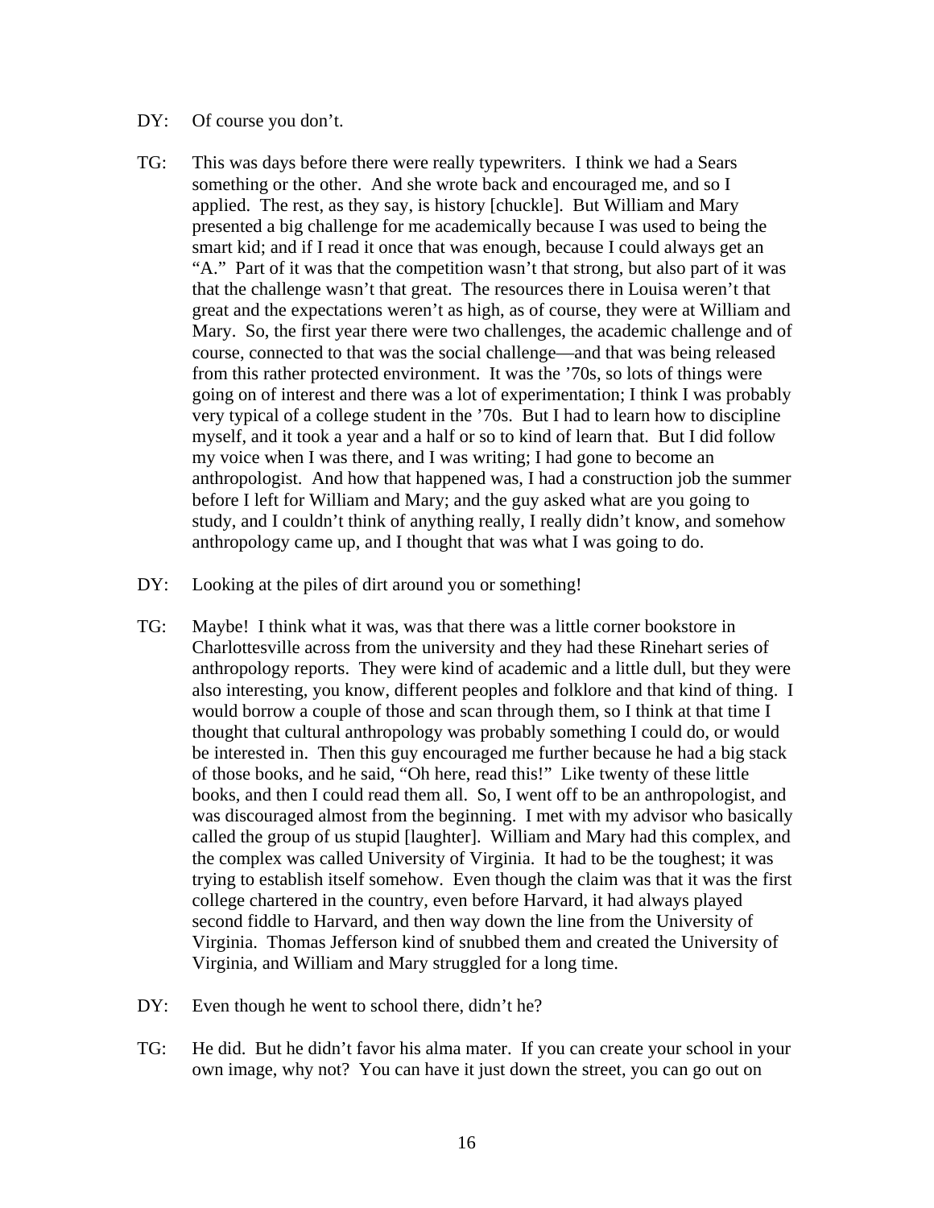DY: Of course you don't.

TG: This was days before there were really typewriters. I think we had a Sears something or the other. And she wrote back and encouraged me, and so I applied. The rest, as they say, is history [chuckle]. But William and Mary presented a big challenge for me academically because I was used to being the smart kid; and if I read it once that was enough, because I could always get an "A." Part of it was that the competition wasn't that strong, but also part of it was that the challenge wasn't that great. The resources there in Louisa weren't that great and the expectations weren't as high, as of course, they were at William and Mary. So, the first year there were two challenges, the academic challenge and of course, connected to that was the social challenge—and that was being released from this rather protected environment. It was the '70s, so lots of things were going on of interest and there was a lot of experimentation; I think I was probably very typical of a college student in the '70s. But I had to learn how to discipline myself, and it took a year and a half or so to kind of learn that. But I did follow my voice when I was there, and I was writing; I had gone to become an anthropologist. And how that happened was, I had a construction job the summer before I left for William and Mary; and the guy asked what are you going to study, and I couldn't think of anything really, I really didn't know, and somehow anthropology came up, and I thought that was what I was going to do.

DY: Looking at the piles of dirt around you or something!

TG: Maybe! I think what it was, was that there was a little corner bookstore in Charlottesville across from the university and they had these Rinehart series of anthropology reports. They were kind of academic and a little dull, but they were also interesting, you know, different peoples and folklore and that kind of thing. I would borrow a couple of those and scan through them, so I think at that time I thought that cultural anthropology was probably something I could do, or would be interested in. Then this guy encouraged me further because he had a big stack of those books, and he said, "Oh here, read this!" Like twenty of these little books, and then I could read them all. So, I went off to be an anthropologist, and was discouraged almost from the beginning. I met with my advisor who basically called the group of us stupid [laughter]. William and Mary had this complex, and the complex was called University of Virginia. It had to be the toughest; it was trying to establish itself somehow. Even though the claim was that it was the first college chartered in the country, even before Harvard, it had always played second fiddle to Harvard, and then way down the line from the University of Virginia. Thomas Jefferson kind of snubbed them and created the University of Virginia, and William and Mary struggled for a long time.

DY: Even though he went to school there, didn't he?

TG: He did. But he didn't favor his alma mater. If you can create your school in your own image, why not? You can have it just down the street, you can go out on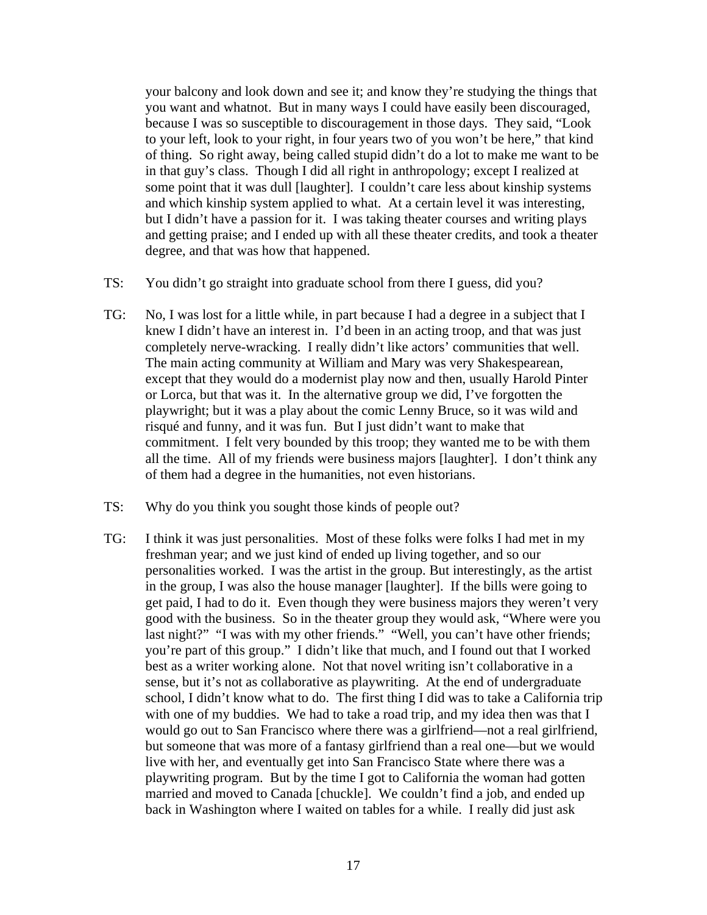your balcony and look down and see it; and know they're studying the things that you want and whatnot. But in many ways I could have easily been discouraged, because I was so susceptible to discouragement in those days. They said, "Look to your left, look to your right, in four years two of you won't be here," that kind of thing. So right away, being called stupid didn't do a lot to make me want to be in that guy's class. Though I did all right in anthropology; except I realized at some point that it was dull [laughter]. I couldn't care less about kinship systems and which kinship system applied to what. At a certain level it was interesting, but I didn't have a passion for it. I was taking theater courses and writing plays and getting praise; and I ended up with all these theater credits, and took a theater degree, and that was how that happened.

TS: You didn't go straight into graduate school from there I guess, did you?

TG: No, I was lost for a little while, in part because I had a degree in a subject that I knew I didn't have an interest in. I'd been in an acting troop, and that was just completely nerve-wracking. I really didn't like actors' communities that well. The main acting community at William and Mary was very Shakespearean, except that they would do a modernist play now and then, usually Harold Pinter or Lorca, but that was it. In the alternative group we did, I've forgotten the playwright; but it was a play about the comic Lenny Bruce, so it was wild and risqué and funny, and it was fun. But I just didn't want to make that commitment. I felt very bounded by this troop; they wanted me to be with them all the time. All of my friends were business majors [laughter]. I don't think any of them had a degree in the humanities, not even historians.

TS: Why do you think you sought those kinds of people out?

TG: I think it was just personalities. Most of these folks were folks I had met in my freshman year; and we just kind of ended up living together, and so our personalities worked. I was the artist in the group. But interestingly, as the artist in the group, I was also the house manager [laughter]. If the bills were going to get paid, I had to do it. Even though they were business majors they weren't very good with the business. So in the theater group they would ask, "Where were you last night?" "I was with my other friends." "Well, you can't have other friends; you're part of this group." I didn't like that much, and I found out that I worked best as a writer working alone. Not that novel writing isn't collaborative in a sense, but it's not as collaborative as playwriting. At the end of undergraduate school, I didn't know what to do. The first thing I did was to take a California trip with one of my buddies. We had to take a road trip, and my idea then was that I would go out to San Francisco where there was a girlfriend—not a real girlfriend, but someone that was more of a fantasy girlfriend than a real one—but we would live with her, and eventually get into San Francisco State where there was a playwriting program. But by the time I got to California the woman had gotten married and moved to Canada [chuckle]. We couldn't find a job, and ended up back in Washington where I waited on tables for a while. I really did just ask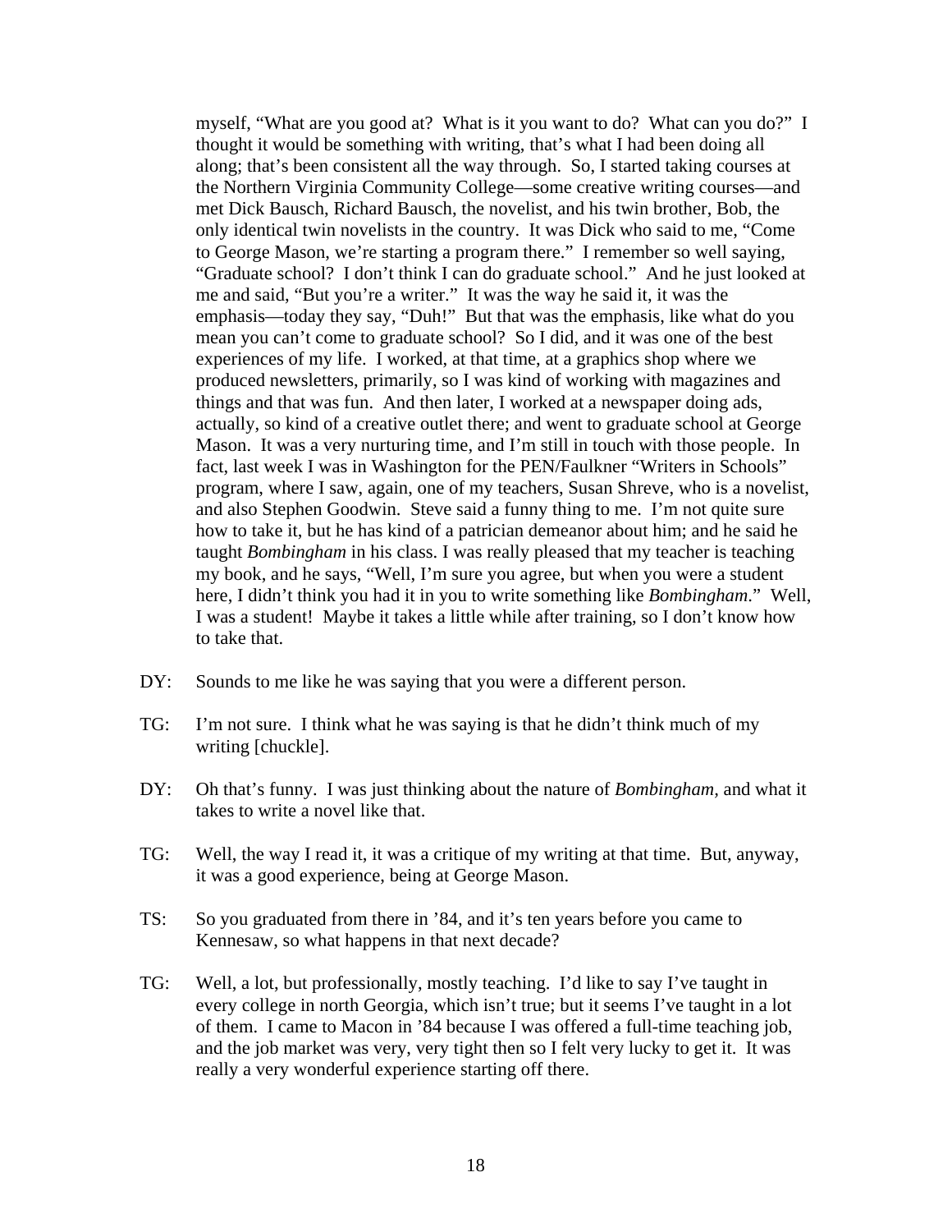myself, "What are you good at? What is it you want to do? What can you do?" I thought it would be something with writing, that's what I had been doing all along; that's been consistent all the way through. So, I started taking courses at the Northern Virginia Community College—some creative writing courses—and met Dick Bausch, Richard Bausch, the novelist, and his twin brother, Bob, the only identical twin novelists in the country. It was Dick who said to me, "Come to George Mason, we're starting a program there." I remember so well saying, "Graduate school? I don't think I can do graduate school." And he just looked at me and said, "But you're a writer." It was the way he said it, it was the emphasis—today they say, "Duh!" But that was the emphasis, like what do you mean you can't come to graduate school? So I did, and it was one of the best experiences of my life. I worked, at that time, at a graphics shop where we produced newsletters, primarily, so I was kind of working with magazines and things and that was fun. And then later, I worked at a newspaper doing ads, actually, so kind of a creative outlet there; and went to graduate school at George Mason. It was a very nurturing time, and I'm still in touch with those people. In fact, last week I was in Washington for the PEN/Faulkner "Writers in Schools" program, where I saw, again, one of my teachers, Susan Shreve, who is a novelist, and also Stephen Goodwin. Steve said a funny thing to me. I'm not quite sure how to take it, but he has kind of a patrician demeanor about him; and he said he taught *Bombingham* in his class. I was really pleased that my teacher is teaching my book, and he says, "Well, I'm sure you agree, but when you were a student here, I didn't think you had it in you to write something like *Bombingham*." Well, I was a student! Maybe it takes a little while after training, so I don't know how to take that.

DY: Sounds to me like he was saying that you were a different person.

TG: I'm not sure. I think what he was saying is that he didn't think much of my writing [chuckle].

DY: Oh that's funny. I was just thinking about the nature of *Bombingham*, and what it takes to write a novel like that.

TG: Well, the way I read it, it was a critique of my writing at that time. But, anyway, it was a good experience, being at George Mason.

TS: So you graduated from there in '84, and it's ten years before you came to Kennesaw, so what happens in that next decade?

TG: Well, a lot, but professionally, mostly teaching. I'd like to say I've taught in every college in north Georgia, which isn't true; but it seems I've taught in a lot of them. I came to Macon in '84 because I was offered a full-time teaching job, and the job market was very, very tight then so I felt very lucky to get it. It was really a very wonderful experience starting off there.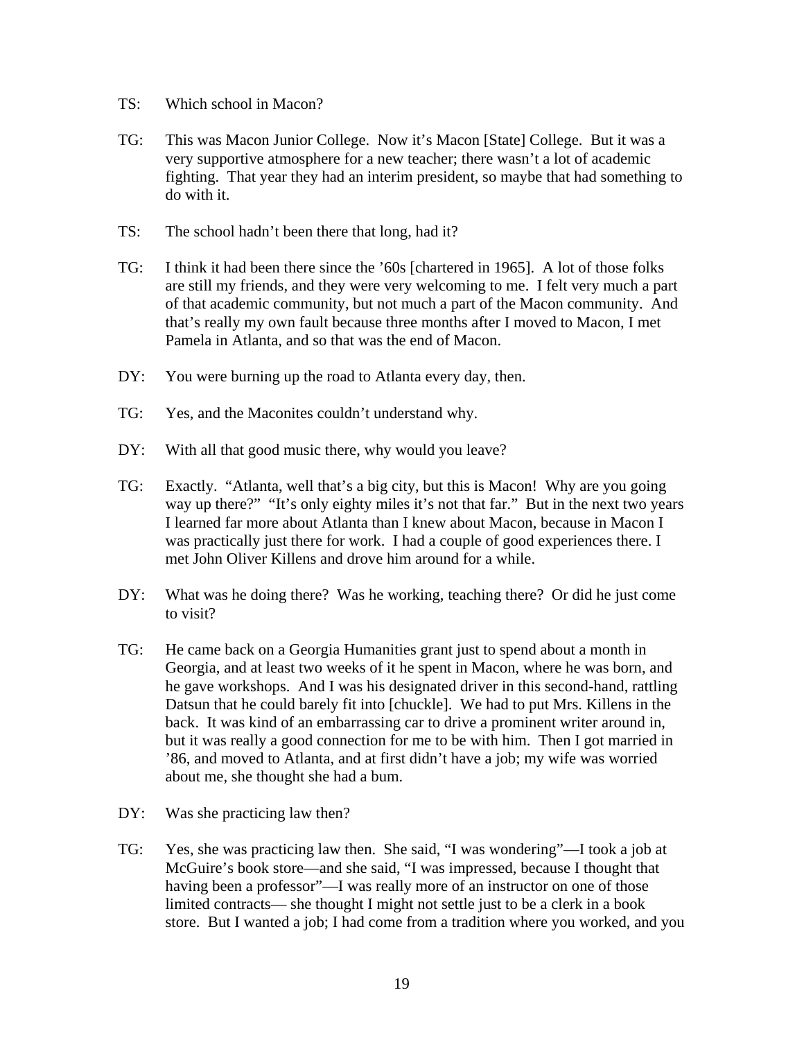TS: Which school in Macon?

TG: This was Macon Junior College. Now it's Macon [State] College. But it was a very supportive atmosphere for a new teacher; there wasn't a lot of academic fighting. That year they had an interim president, so maybe that had something to do with it.

TS: The school hadn't been there that long, had it?

TG: I think it had been there since the '60s [chartered in 1965]. A lot of those folks are still my friends, and they were very welcoming to me. I felt very much a part of that academic community, but not much a part of the Macon community. And that's really my own fault because three months after I moved to Macon, I met Pamela in Atlanta, and so that was the end of Macon.

DY: You were burning up the road to Atlanta every day, then.

TG: Yes, and the Maconites couldn't understand why.

DY: With all that good music there, why would you leave?

TG: Exactly. "Atlanta, well that's a big city, but this is Macon! Why are you going way up there?" "It's only eighty miles it's not that far." But in the next two years I learned far more about Atlanta than I knew about Macon, because in Macon I was practically just there for work. I had a couple of good experiences there. I met John Oliver Killens and drove him around for a while.

DY: What was he doing there? Was he working, teaching there? Or did he just come to visit?

TG: He came back on a Georgia Humanities grant just to spend about a month in Georgia, and at least two weeks of it he spent in Macon, where he was born, and he gave workshops. And I was his designated driver in this second-hand, rattling Datsun that he could barely fit into [chuckle]. We had to put Mrs. Killens in the back. It was kind of an embarrassing car to drive a prominent writer around in, but it was really a good connection for me to be with him. Then I got married in '86, and moved to Atlanta, and at first didn't have a job; my wife was worried about me, she thought she had a bum.

DY: Was she practicing law then?

TG: Yes, she was practicing law then. She said, "I was wondering"—I took a job at McGuire's book store—and she said, "I was impressed, because I thought that having been a professor"—I was really more of an instructor on one of those limited contracts— she thought I might not settle just to be a clerk in a book store. But I wanted a job; I had come from a tradition where you worked, and you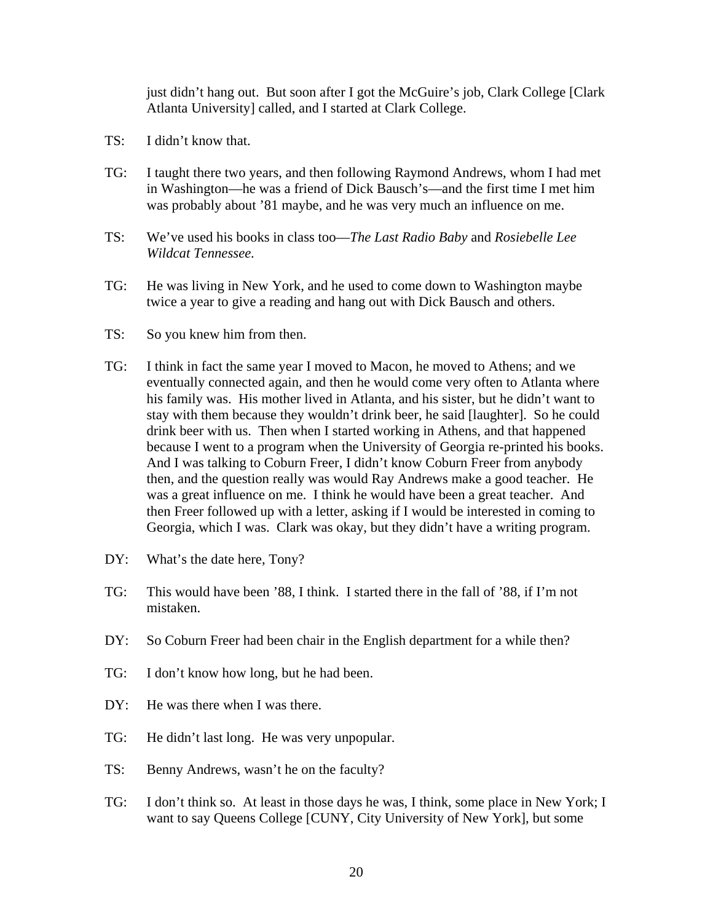just didn't hang out. But soon after I got the McGuire's job, Clark College [Clark Atlanta University] called, and I started at Clark College.

TS: I didn't know that.

TG: I taught there two years, and then following Raymond Andrews, whom I had met in Washington—he was a friend of Dick Bausch's—and the first time I met him was probably about '81 maybe, and he was very much an influence on me.

TS: We've used his books in class too—*The Last Radio Baby* and *Rosiebelle Lee Wildcat Tennessee.*

TG: He was living in New York, and he used to come down to Washington maybe twice a year to give a reading and hang out with Dick Bausch and others.

TS: So you knew him from then.

TG: I think in fact the same year I moved to Macon, he moved to Athens; and we eventually connected again, and then he would come very often to Atlanta where his family was. His mother lived in Atlanta, and his sister, but he didn't want to stay with them because they wouldn't drink beer, he said [laughter]. So he could drink beer with us. Then when I started working in Athens, and that happened because I went to a program when the University of Georgia re-printed his books. And I was talking to Coburn Freer, I didn't know Coburn Freer from anybody then, and the question really was would Ray Andrews make a good teacher. He was a great influence on me. I think he would have been a great teacher. And then Freer followed up with a letter, asking if I would be interested in coming to Georgia, which I was. Clark was okay, but they didn't have a writing program.

DY: What's the date here, Tony?

TG: This would have been '88, I think. I started there in the fall of '88, if I'm not mistaken.

DY: So Coburn Freer had been chair in the English department for a while then?

TG: I don't know how long, but he had been.

DY: He was there when I was there.

TG: He didn't last long. He was very unpopular.

TS: Benny Andrews, wasn't he on the faculty?

TG: I don't think so. At least in those days he was, I think, some place in New York; I want to say Queens College [CUNY, City University of New York], but some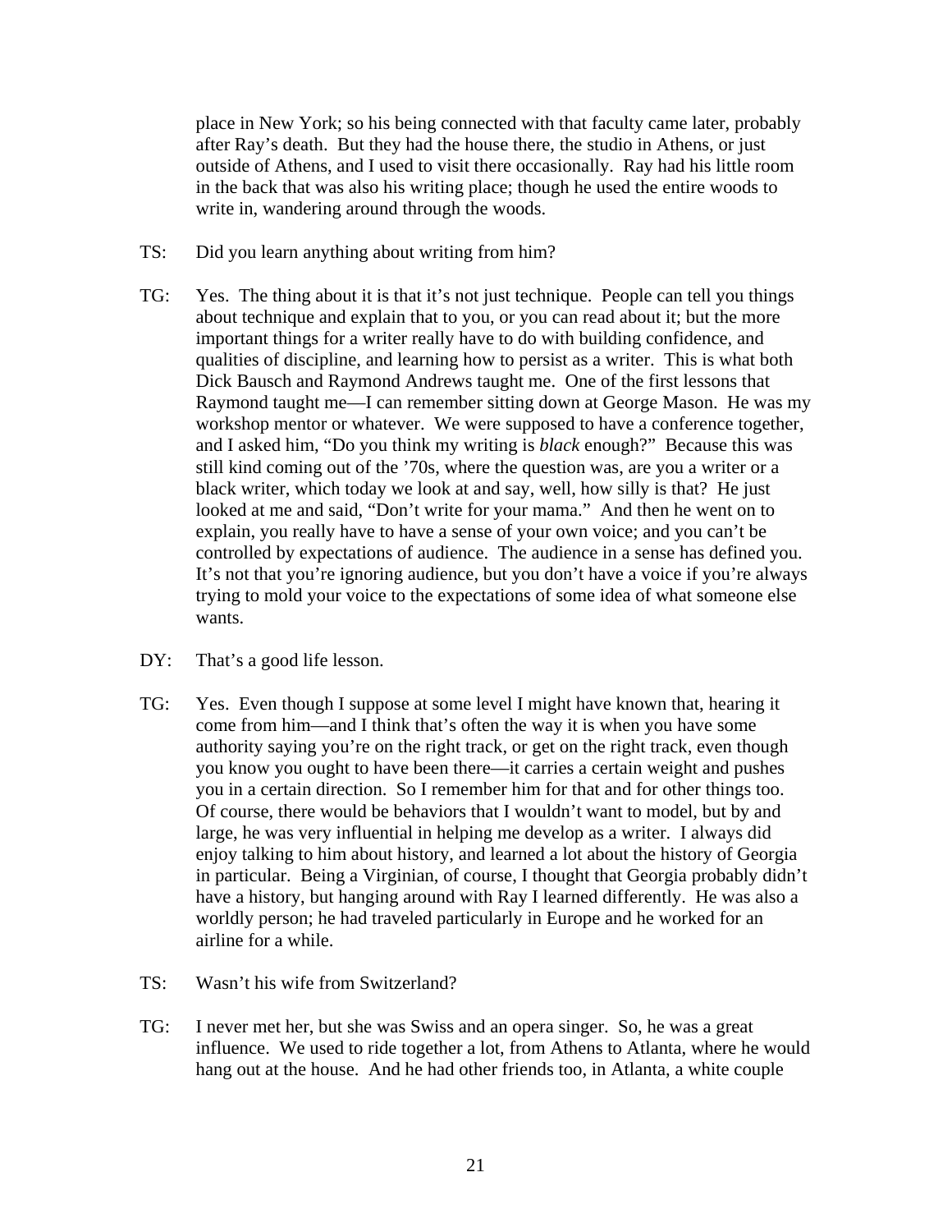place in New York; so his being connected with that faculty came later, probably after Ray's death. But they had the house there, the studio in Athens, or just outside of Athens, and I used to visit there occasionally. Ray had his little room in the back that was also his writing place; though he used the entire woods to write in, wandering around through the woods.

TS: Did you learn anything about writing from him?

TG: Yes. The thing about it is that it's not just technique. People can tell you things about technique and explain that to you, or you can read about it; but the more important things for a writer really have to do with building confidence, and qualities of discipline, and learning how to persist as a writer. This is what both Dick Bausch and Raymond Andrews taught me. One of the first lessons that Raymond taught me—I can remember sitting down at George Mason. He was my workshop mentor or whatever. We were supposed to have a conference together, and I asked him, "Do you think my writing is *black* enough?" Because this was still kind coming out of the '70s, where the question was, are you a writer or a black writer, which today we look at and say, well, how silly is that? He just looked at me and said, "Don't write for your mama." And then he went on to explain, you really have to have a sense of your own voice; and you can't be controlled by expectations of audience. The audience in a sense has defined you. It's not that you're ignoring audience, but you don't have a voice if you're always trying to mold your voice to the expectations of some idea of what someone else wants.

DY: That's a good life lesson.

TG: Yes. Even though I suppose at some level I might have known that, hearing it come from him—and I think that's often the way it is when you have some authority saying you're on the right track, or get on the right track, even though you know you ought to have been there—it carries a certain weight and pushes you in a certain direction. So I remember him for that and for other things too. Of course, there would be behaviors that I wouldn't want to model, but by and large, he was very influential in helping me develop as a writer. I always did enjoy talking to him about history, and learned a lot about the history of Georgia in particular. Being a Virginian, of course, I thought that Georgia probably didn't have a history, but hanging around with Ray I learned differently. He was also a worldly person; he had traveled particularly in Europe and he worked for an airline for a while.

TS: Wasn't his wife from Switzerland?

TG: I never met her, but she was Swiss and an opera singer. So, he was a great influence. We used to ride together a lot, from Athens to Atlanta, where he would hang out at the house. And he had other friends too, in Atlanta, a white couple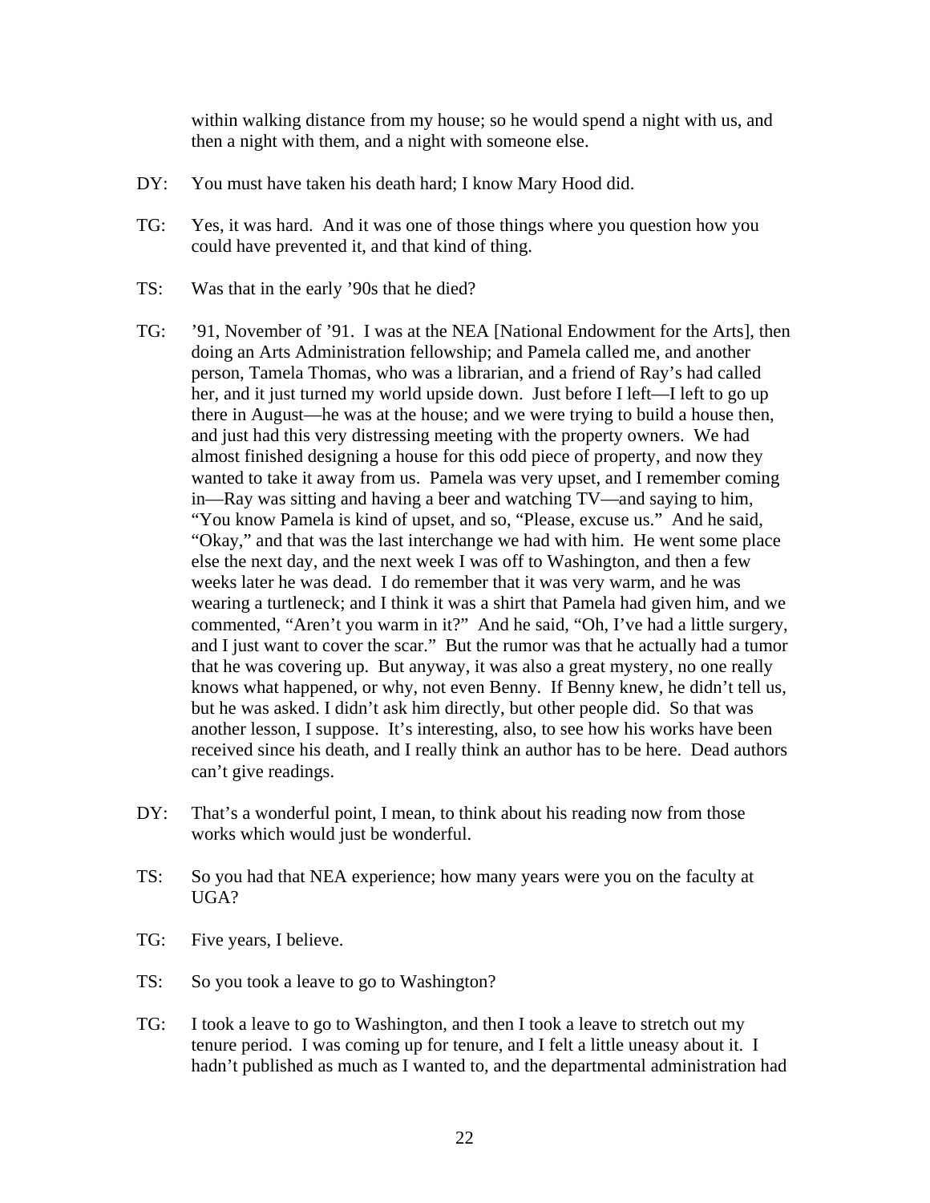within walking distance from my house; so he would spend a night with us, and then a night with them, and a night with someone else.

DY: You must have taken his death hard; I know Mary Hood did.

TG: Yes, it was hard. And it was one of those things where you question how you could have prevented it, and that kind of thing.

TS: Was that in the early ’90s that he died?

TG: ’91, November of ’91. I was at the NEA [National Endowment for the Arts], then doing an Arts Administration fellowship; and Pamela called me, and another person, Tamela Thomas, who was a librarian, and a friend of Ray’s had called her, and it just turned my world upside down. Just before I left—I left to go up there in August—he was at the house; and we were trying to build a house then, and just had this very distressing meeting with the property owners. We had almost finished designing a house for this odd piece of property, and now they wanted to take it away from us. Pamela was very upset, and I remember coming in—Ray was sitting and having a beer and watching TV—and saying to him, “You know Pamela is kind of upset, and so, “Please, excuse us.” And he said, “Okay,” and that was the last interchange we had with him. He went some place else the next day, and the next week I was off to Washington, and then a few weeks later he was dead. I do remember that it was very warm, and he was wearing a turtleneck; and I think it was a shirt that Pamela had given him, and we commented, “Aren’t you warm in it?” And he said, “Oh, I’ve had a little surgery, and I just want to cover the scar.” But the rumor was that he actually had a tumor that he was covering up. But anyway, it was also a great mystery, no one really knows what happened, or why, not even Benny. If Benny knew, he didn’t tell us, but he was asked. I didn’t ask him directly, but other people did. So that was another lesson, I suppose. It’s interesting, also, to see how his works have been received since his death, and I really think an author has to be here. Dead authors can’t give readings.

DY: That’s a wonderful point, I mean, to think about his reading now from those works which would just be wonderful.

TS: So you had that NEA experience; how many years were you on the faculty at UGA?

TG: Five years, I believe.

TS: So you took a leave to go to Washington?

TG: I took a leave to go to Washington, and then I took a leave to stretch out my tenure period. I was coming up for tenure, and I felt a little uneasy about it. I hadn’t published as much as I wanted to, and the departmental administration had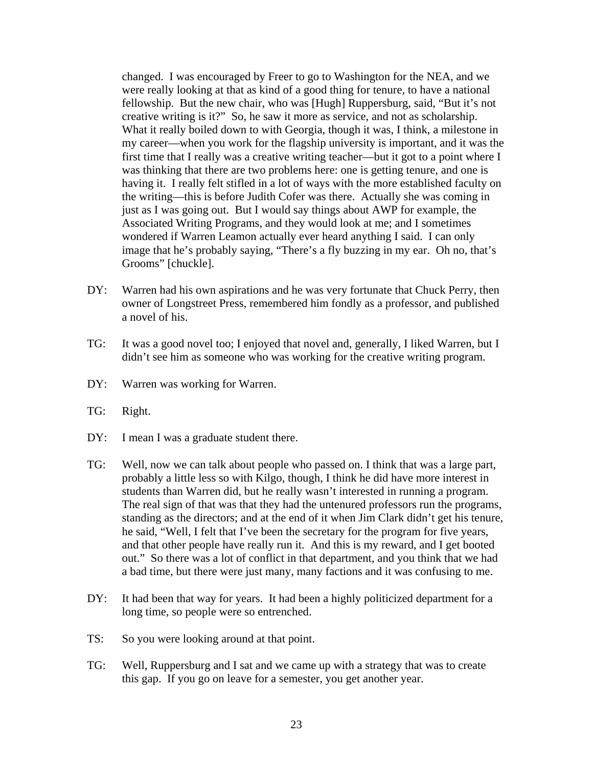changed. I was encouraged by Freer to go to Washington for the NEA, and we were really looking at that as kind of a good thing for tenure, to have a national fellowship. But the new chair, who was [Hugh] Ruppersburg, said, "But it's not creative writing is it?" So, he saw it more as service, and not as scholarship. What it really boiled down to with Georgia, though it was, I think, a milestone in my career—when you work for the flagship university is important, and it was the first time that I really was a creative writing teacher—but it got to a point where I was thinking that there are two problems here: one is getting tenure, and one is having it. I really felt stifled in a lot of ways with the more established faculty on the writing—this is before Judith Cofer was there. Actually she was coming in just as I was going out. But I would say things about AWP for example, the Associated Writing Programs, and they would look at me; and I sometimes wondered if Warren Leamon actually ever heard anything I said. I can only image that he's probably saying, "There's a fly buzzing in my ear. Oh no, that's Grooms" [chuckle].

DY: Warren had his own aspirations and he was very fortunate that Chuck Perry, then owner of Longstreet Press, remembered him fondly as a professor, and published a novel of his.

TG: It was a good novel too; I enjoyed that novel and, generally, I liked Warren, but I didn't see him as someone who was working for the creative writing program.

DY: Warren was working for Warren.

TG: Right.

DY: I mean I was a graduate student there.

TG: Well, now we can talk about people who passed on. I think that was a large part, probably a little less so with Kilgo, though, I think he did have more interest in students than Warren did, but he really wasn't interested in running a program. The real sign of that was that they had the untenured professors run the programs, standing as the directors; and at the end of it when Jim Clark didn't get his tenure, he said, "Well, I felt that I've been the secretary for the program for five years, and that other people have really run it. And this is my reward, and I get booted out." So there was a lot of conflict in that department, and you think that we had a bad time, but there were just many, many factions and it was confusing to me.

DY: It had been that way for years. It had been a highly politicized department for a long time, so people were so entrenched.

TS: So you were looking around at that point.

TG: Well, Ruppersburg and I sat and we came up with a strategy that was to create this gap. If you go on leave for a semester, you get another year.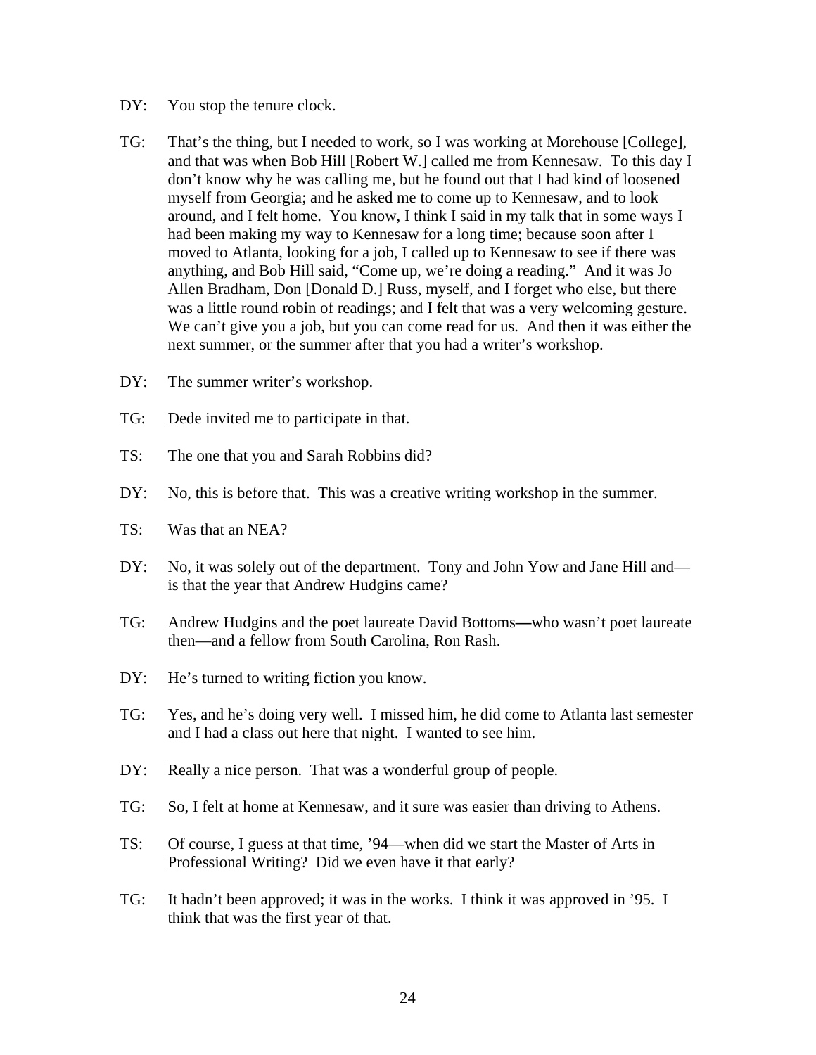DY: You stop the tenure clock.

TG: That's the thing, but I needed to work, so I was working at Morehouse [College], and that was when Bob Hill [Robert W.] called me from Kennesaw. To this day I don't know why he was calling me, but he found out that I had kind of loosened myself from Georgia; and he asked me to come up to Kennesaw, and to look around, and I felt home. You know, I think I said in my talk that in some ways I had been making my way to Kennesaw for a long time; because soon after I moved to Atlanta, looking for a job, I called up to Kennesaw to see if there was anything, and Bob Hill said, "Come up, we're doing a reading." And it was Jo Allen Bradham, Don [Donald D.] Russ, myself, and I forget who else, but there was a little round robin of readings; and I felt that was a very welcoming gesture. We can't give you a job, but you can come read for us. And then it was either the next summer, or the summer after that you had a writer's workshop.

DY: The summer writer's workshop.

TG: Dede invited me to participate in that.

TS: The one that you and Sarah Robbins did?

DY: No, this is before that. This was a creative writing workshop in the summer.

TS: Was that an NEA?

DY: No, it was solely out of the department. Tony and John Yow and Jane Hill and—is that the year that Andrew Hudgins came?

TG: Andrew Hudgins and the poet laureate David Bottoms—who wasn't poet laureate then—and a fellow from South Carolina, Ron Rash.

DY: He's turned to writing fiction you know.

TG: Yes, and he's doing very well. I missed him, he did come to Atlanta last semester and I had a class out here that night. I wanted to see him.

DY: Really a nice person. That was a wonderful group of people.

TG: So, I felt at home at Kennesaw, and it sure was easier than driving to Athens.

TS: Of course, I guess at that time, '94—when did we start the Master of Arts in Professional Writing? Did we even have it that early?

TG: It hadn't been approved; it was in the works. I think it was approved in '95. I think that was the first year of that.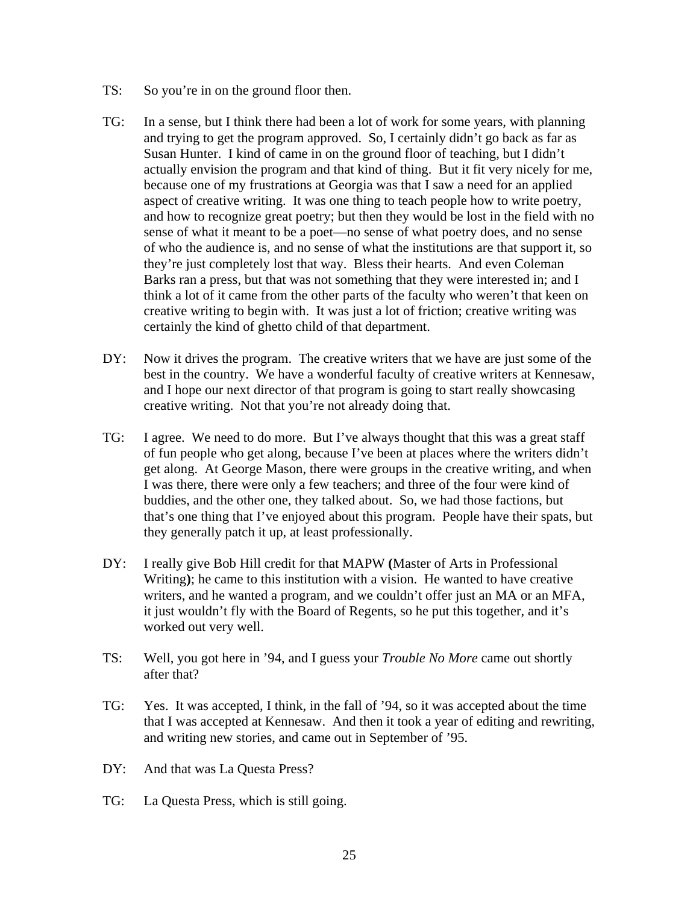TS: So you're in on the ground floor then.

TG: In a sense, but I think there had been a lot of work for some years, with planning and trying to get the program approved. So, I certainly didn't go back as far as Susan Hunter. I kind of came in on the ground floor of teaching, but I didn't actually envision the program and that kind of thing. But it fit very nicely for me, because one of my frustrations at Georgia was that I saw a need for an applied aspect of creative writing. It was one thing to teach people how to write poetry, and how to recognize great poetry; but then they would be lost in the field with no sense of what it meant to be a poet—no sense of what poetry does, and no sense of who the audience is, and no sense of what the institutions are that support it, so they're just completely lost that way. Bless their hearts. And even Coleman Barks ran a press, but that was not something that they were interested in; and I think a lot of it came from the other parts of the faculty who weren't that keen on creative writing to begin with. It was just a lot of friction; creative writing was certainly the kind of ghetto child of that department.

DY: Now it drives the program. The creative writers that we have are just some of the best in the country. We have a wonderful faculty of creative writers at Kennesaw, and I hope our next director of that program is going to start really showcasing creative writing. Not that you're not already doing that.

TG: I agree. We need to do more. But I've always thought that this was a great staff of fun people who get along, because I've been at places where the writers didn't get along. At George Mason, there were groups in the creative writing, and when I was there, there were only a few teachers; and three of the four were kind of buddies, and the other one, they talked about. So, we had those factions, but that's one thing that I've enjoyed about this program. People have their spats, but they generally patch it up, at least professionally.

DY: I really give Bob Hill credit for that MAPW **(**Master of Arts in Professional Writing**)**; he came to this institution with a vision. He wanted to have creative writers, and he wanted a program, and we couldn't offer just an MA or an MFA, it just wouldn't fly with the Board of Regents, so he put this together, and it's worked out very well.

TS: Well, you got here in '94, and I guess your *Trouble No More* came out shortly after that?

TG: Yes. It was accepted, I think, in the fall of '94, so it was accepted about the time that I was accepted at Kennesaw. And then it took a year of editing and rewriting, and writing new stories, and came out in September of '95.

DY: And that was La Questa Press?

TG: La Questa Press, which is still going.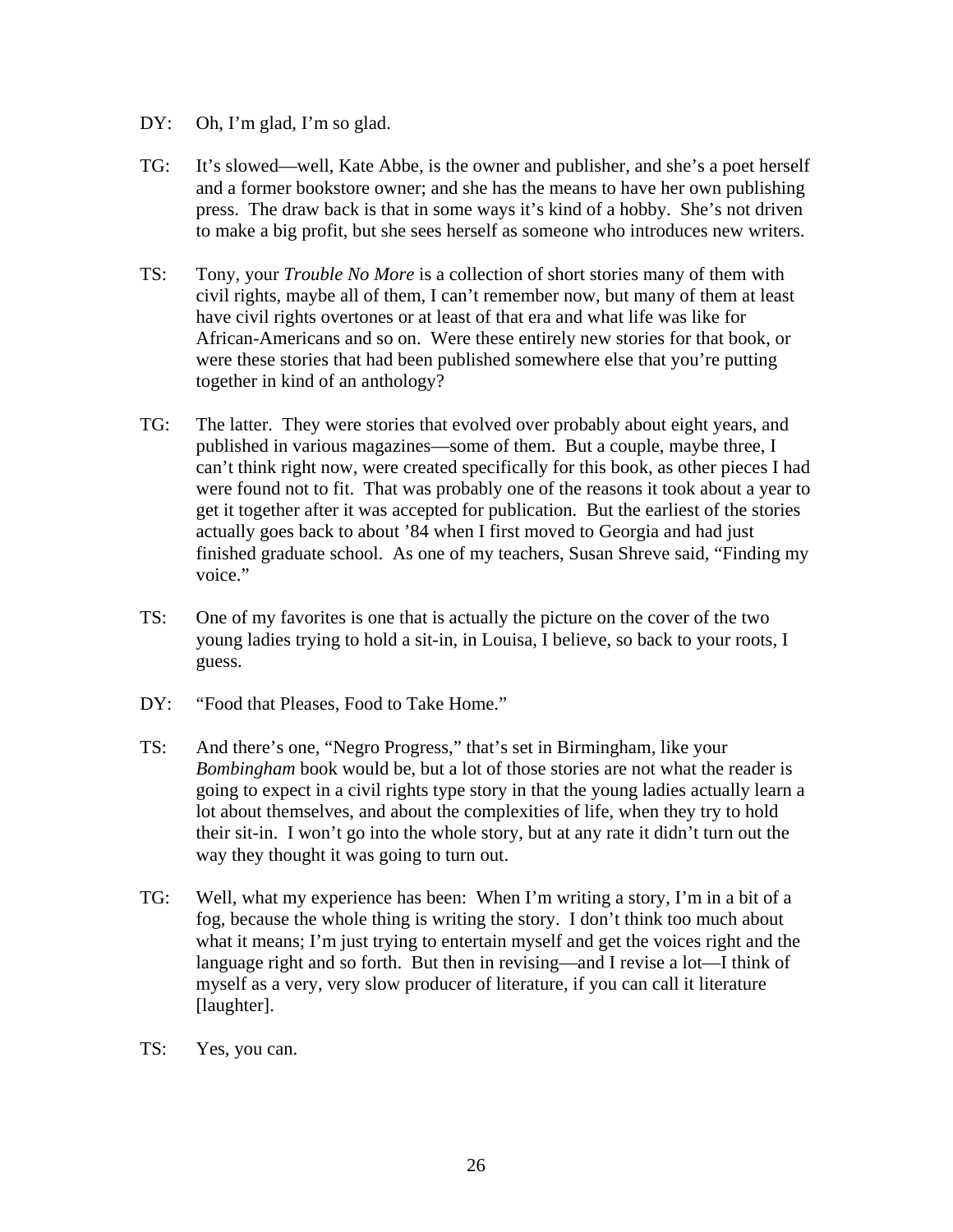DY: Oh, I'm glad, I'm so glad.

TG: It's slowed—well, Kate Abbe, is the owner and publisher, and she's a poet herself and a former bookstore owner; and she has the means to have her own publishing press. The draw back is that in some ways it's kind of a hobby. She's not driven to make a big profit, but she sees herself as someone who introduces new writers.

TS: Tony, your *Trouble No More* is a collection of short stories many of them with civil rights, maybe all of them, I can't remember now, but many of them at least have civil rights overtones or at least of that era and what life was like for African-Americans and so on. Were these entirely new stories for that book, or were these stories that had been published somewhere else that you're putting together in kind of an anthology?

TG: The latter. They were stories that evolved over probably about eight years, and published in various magazines—some of them. But a couple, maybe three, I can't think right now, were created specifically for this book, as other pieces I had were found not to fit. That was probably one of the reasons it took about a year to get it together after it was accepted for publication. But the earliest of the stories actually goes back to about '84 when I first moved to Georgia and had just finished graduate school. As one of my teachers, Susan Shreve said, "Finding my voice."

TS: One of my favorites is one that is actually the picture on the cover of the two young ladies trying to hold a sit-in, in Louisa, I believe, so back to your roots, I guess.

DY: "Food that Pleases, Food to Take Home."

TS: And there's one, "Negro Progress," that's set in Birmingham, like your *Bombingham* book would be, but a lot of those stories are not what the reader is going to expect in a civil rights type story in that the young ladies actually learn a lot about themselves, and about the complexities of life, when they try to hold their sit-in. I won't go into the whole story, but at any rate it didn't turn out the way they thought it was going to turn out.

TG: Well, what my experience has been: When I'm writing a story, I'm in a bit of a fog, because the whole thing is writing the story. I don't think too much about what it means; I'm just trying to entertain myself and get the voices right and the language right and so forth. But then in revising—and I revise a lot—I think of myself as a very, very slow producer of literature, if you can call it literature [laughter].

TS: Yes, you can.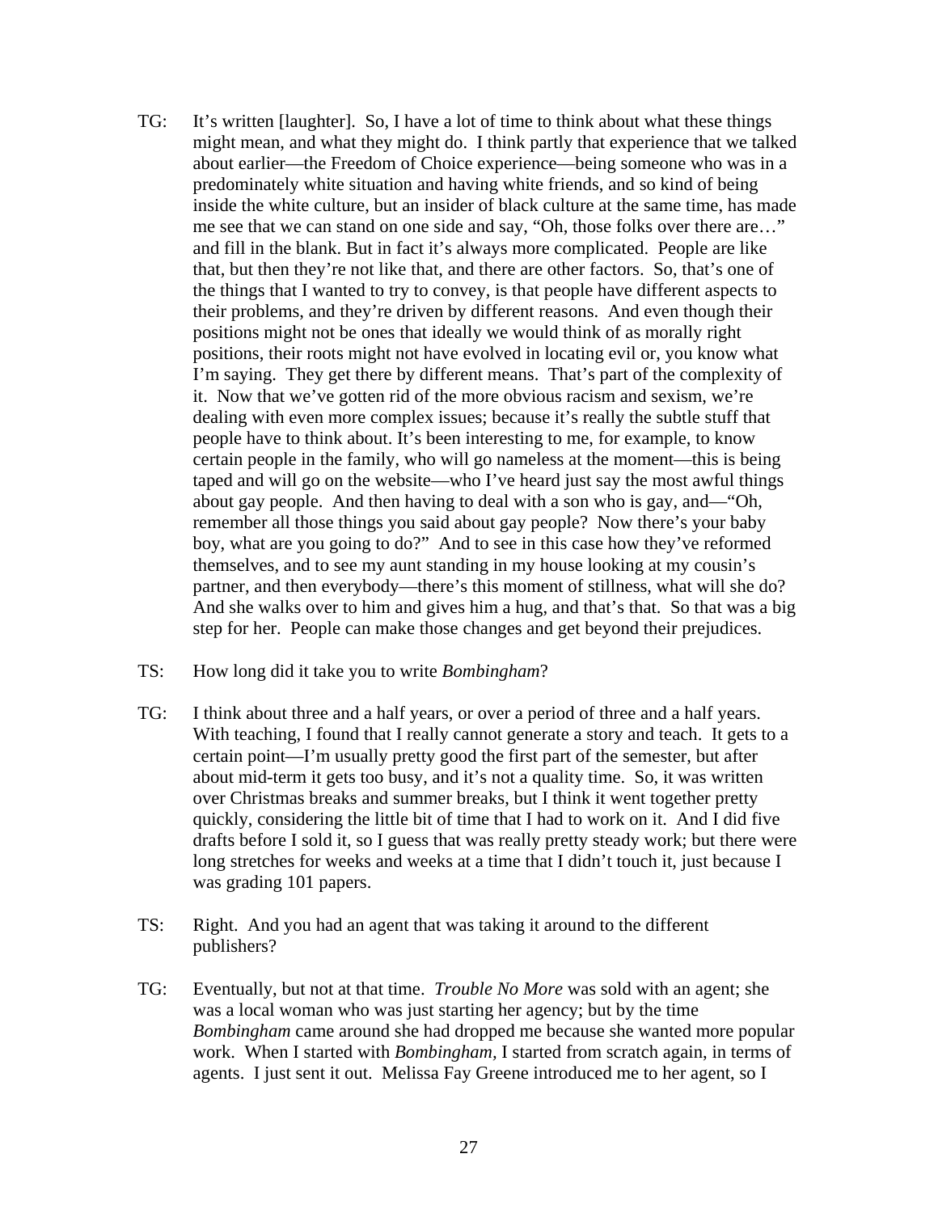TG: It's written [laughter]. So, I have a lot of time to think about what these things might mean, and what they might do. I think partly that experience that we talked about earlier—the Freedom of Choice experience—being someone who was in a predominately white situation and having white friends, and so kind of being inside the white culture, but an insider of black culture at the same time, has made me see that we can stand on one side and say, "Oh, those folks over there are…" and fill in the blank. But in fact it's always more complicated. People are like that, but then they're not like that, and there are other factors. So, that's one of the things that I wanted to try to convey, is that people have different aspects to their problems, and they're driven by different reasons. And even though their positions might not be ones that ideally we would think of as morally right positions, their roots might not have evolved in locating evil or, you know what I'm saying. They get there by different means. That's part of the complexity of it. Now that we've gotten rid of the more obvious racism and sexism, we're dealing with even more complex issues; because it's really the subtle stuff that people have to think about. It's been interesting to me, for example, to know certain people in the family, who will go nameless at the moment—this is being taped and will go on the website—who I've heard just say the most awful things about gay people. And then having to deal with a son who is gay, and—"Oh, remember all those things you said about gay people? Now there's your baby boy, what are you going to do?" And to see in this case how they've reformed themselves, and to see my aunt standing in my house looking at my cousin's partner, and then everybody—there's this moment of stillness, what will she do? And she walks over to him and gives him a hug, and that's that. So that was a big step for her. People can make those changes and get beyond their prejudices.

TS: How long did it take you to write *Bombingham*?

TG: I think about three and a half years, or over a period of three and a half years. With teaching, I found that I really cannot generate a story and teach. It gets to a certain point—I'm usually pretty good the first part of the semester, but after about mid-term it gets too busy, and it's not a quality time. So, it was written over Christmas breaks and summer breaks, but I think it went together pretty quickly, considering the little bit of time that I had to work on it. And I did five drafts before I sold it, so I guess that was really pretty steady work; but there were long stretches for weeks and weeks at a time that I didn't touch it, just because I was grading 101 papers.

TS: Right. And you had an agent that was taking it around to the different publishers?

TG: Eventually, but not at that time. *Trouble No More* was sold with an agent; she was a local woman who was just starting her agency; but by the time *Bombingham* came around she had dropped me because she wanted more popular work. When I started with *Bombingham,* I started from scratch again, in terms of agents. I just sent it out. Melissa Fay Greene introduced me to her agent, so I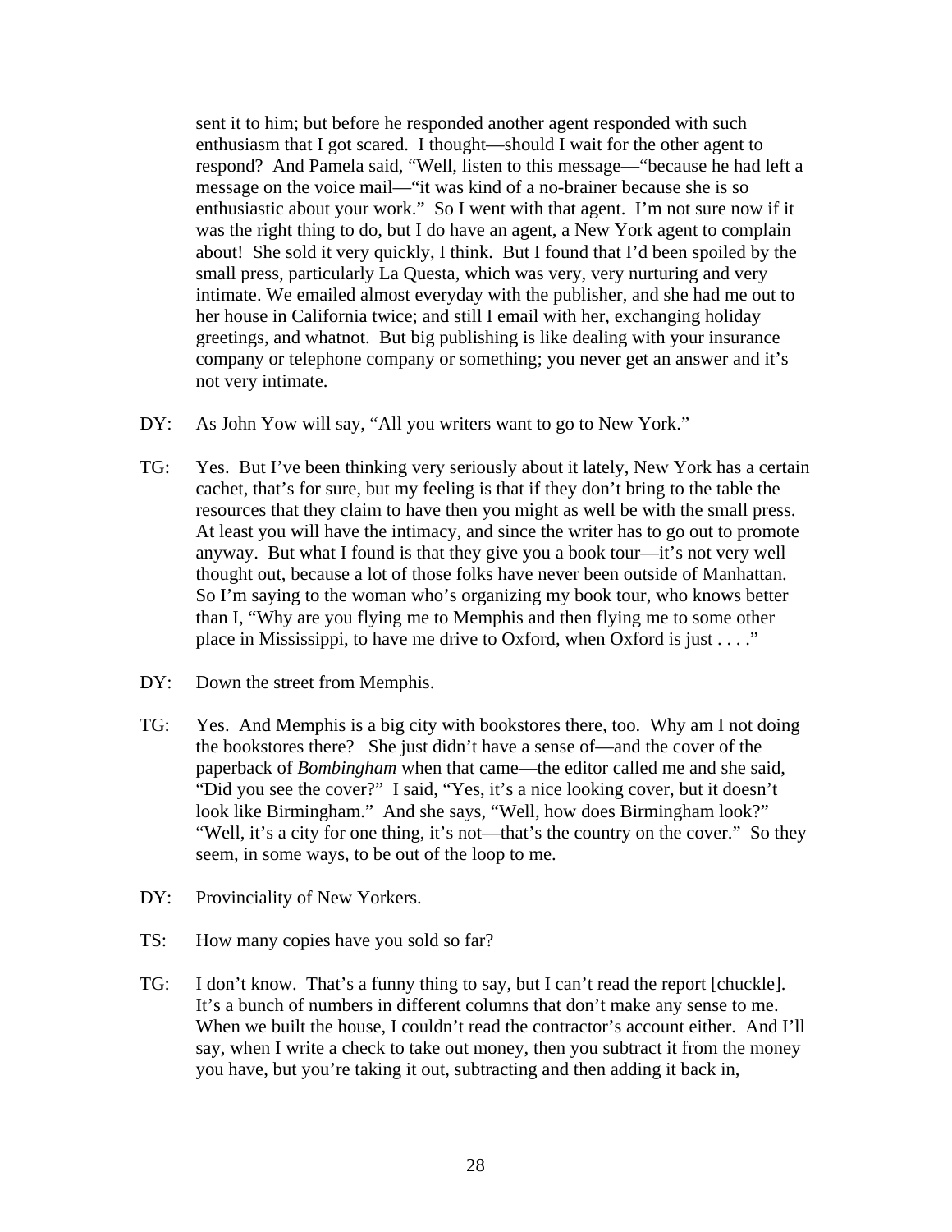sent it to him; but before he responded another agent responded with such enthusiasm that I got scared. I thought—should I wait for the other agent to respond? And Pamela said, "Well, listen to this message—"because he had left a message on the voice mail—"it was kind of a no-brainer because she is so enthusiastic about your work." So I went with that agent. I'm not sure now if it was the right thing to do, but I do have an agent, a New York agent to complain about! She sold it very quickly, I think. But I found that I'd been spoiled by the small press, particularly La Questa, which was very, very nurturing and very intimate. We emailed almost everyday with the publisher, and she had me out to her house in California twice; and still I email with her, exchanging holiday greetings, and whatnot. But big publishing is like dealing with your insurance company or telephone company or something; you never get an answer and it's not very intimate.

DY: As John Yow will say, "All you writers want to go to New York."

TG: Yes. But I've been thinking very seriously about it lately, New York has a certain cachet, that's for sure, but my feeling is that if they don't bring to the table the resources that they claim to have then you might as well be with the small press. At least you will have the intimacy, and since the writer has to go out to promote anyway. But what I found is that they give you a book tour—it's not very well thought out, because a lot of those folks have never been outside of Manhattan. So I'm saying to the woman who's organizing my book tour, who knows better than I, "Why are you flying me to Memphis and then flying me to some other place in Mississippi, to have me drive to Oxford, when Oxford is just . . . ."

DY: Down the street from Memphis.

TG: Yes. And Memphis is a big city with bookstores there, too. Why am I not doing the bookstores there? She just didn't have a sense of—and the cover of the paperback of *Bombingham* when that came—the editor called me and she said, "Did you see the cover?" I said, "Yes, it's a nice looking cover, but it doesn't look like Birmingham." And she says, "Well, how does Birmingham look?" "Well, it's a city for one thing, it's not—that's the country on the cover." So they seem, in some ways, to be out of the loop to me.

DY: Provinciality of New Yorkers.

TS: How many copies have you sold so far?

TG: I don't know. That's a funny thing to say, but I can't read the report [chuckle]. It's a bunch of numbers in different columns that don't make any sense to me. When we built the house, I couldn't read the contractor's account either. And I'll say, when I write a check to take out money, then you subtract it from the money you have, but you're taking it out, subtracting and then adding it back in,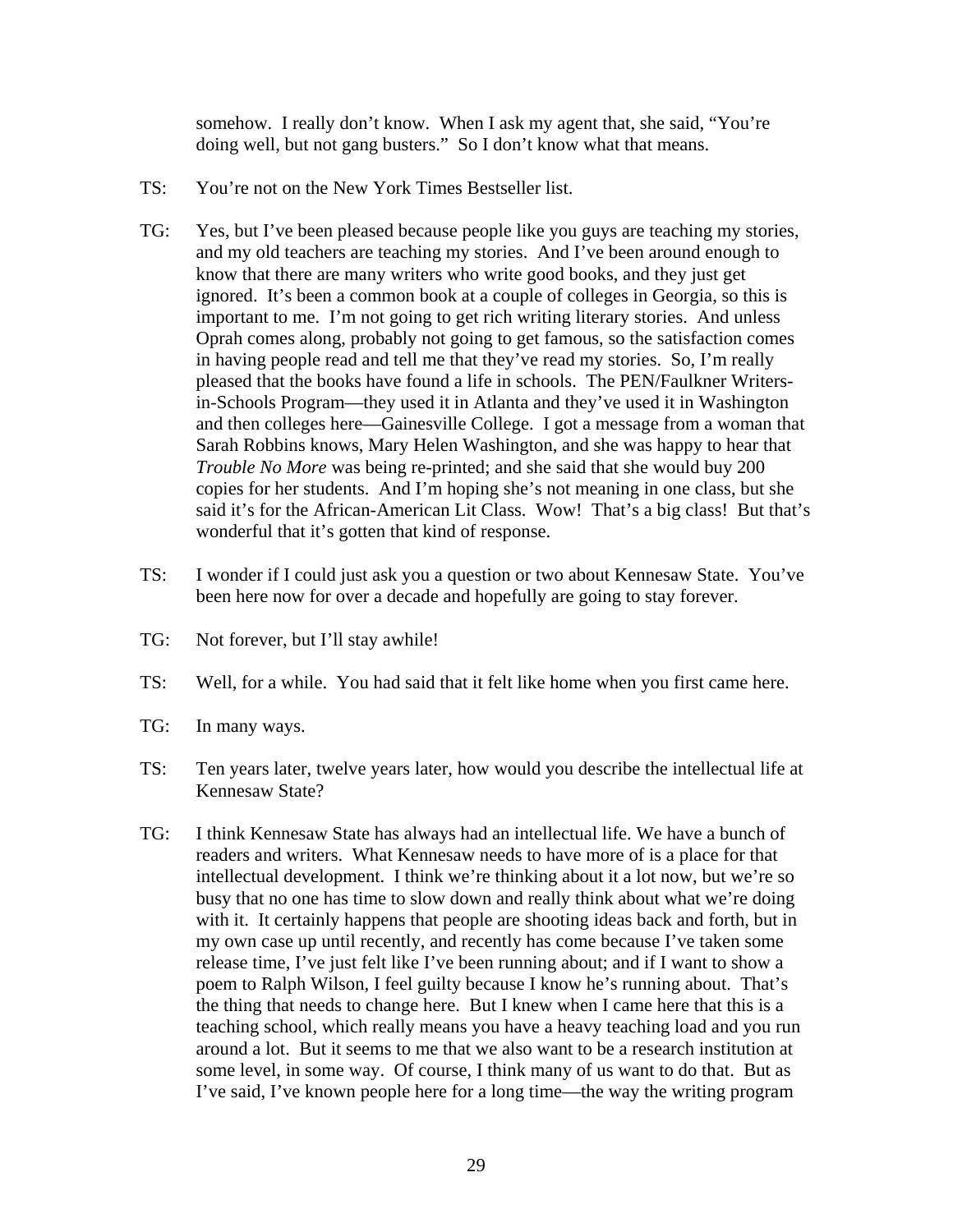somehow. I really don't know. When I ask my agent that, she said, "You're doing well, but not gang busters." So I don't know what that means.

TS: You're not on the New York Times Bestseller list.

TG: Yes, but I've been pleased because people like you guys are teaching my stories, and my old teachers are teaching my stories. And I've been around enough to know that there are many writers who write good books, and they just get ignored. It's been a common book at a couple of colleges in Georgia, so this is important to me. I'm not going to get rich writing literary stories. And unless Oprah comes along, probably not going to get famous, so the satisfaction comes in having people read and tell me that they've read my stories. So, I'm really pleased that the books have found a life in schools. The PEN/Faulkner Writers-in-Schools Program—they used it in Atlanta and they've used it in Washington and then colleges here—Gainesville College. I got a message from a woman that Sarah Robbins knows, Mary Helen Washington, and she was happy to hear that *Trouble No More* was being re-printed; and she said that she would buy 200 copies for her students. And I'm hoping she's not meaning in one class, but she said it's for the African-American Lit Class. Wow! That's a big class! But that's wonderful that it's gotten that kind of response.

TS: I wonder if I could just ask you a question or two about Kennesaw State. You've been here now for over a decade and hopefully are going to stay forever.

TG: Not forever, but I'll stay awhile!

TS: Well, for a while. You had said that it felt like home when you first came here.

TG: In many ways.

TS: Ten years later, twelve years later, how would you describe the intellectual life at Kennesaw State?

TG: I think Kennesaw State has always had an intellectual life. We have a bunch of readers and writers. What Kennesaw needs to have more of is a place for that intellectual development. I think we're thinking about it a lot now, but we're so busy that no one has time to slow down and really think about what we're doing with it. It certainly happens that people are shooting ideas back and forth, but in my own case up until recently, and recently has come because I've taken some release time, I've just felt like I've been running about; and if I want to show a poem to Ralph Wilson, I feel guilty because I know he's running about. That's the thing that needs to change here. But I knew when I came here that this is a teaching school, which really means you have a heavy teaching load and you run around a lot. But it seems to me that we also want to be a research institution at some level, in some way. Of course, I think many of us want to do that. But as I've said, I've known people here for a long time—the way the writing program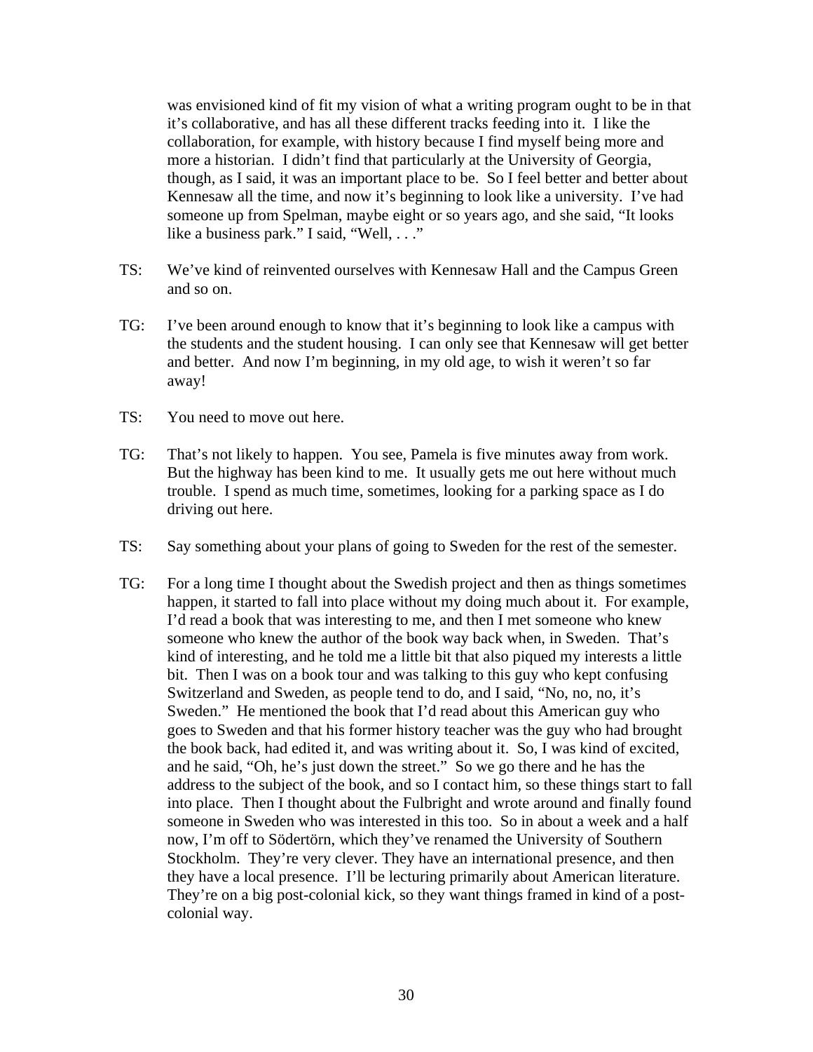was envisioned kind of fit my vision of what a writing program ought to be in that it's collaborative, and has all these different tracks feeding into it. I like the collaboration, for example, with history because I find myself being more and more a historian. I didn't find that particularly at the University of Georgia, though, as I said, it was an important place to be. So I feel better and better about Kennesaw all the time, and now it's beginning to look like a university. I've had someone up from Spelman, maybe eight or so years ago, and she said, "It looks like a business park." I said, "Well, . . ."

TS: We've kind of reinvented ourselves with Kennesaw Hall and the Campus Green and so on.

TG: I've been around enough to know that it's beginning to look like a campus with the students and the student housing. I can only see that Kennesaw will get better and better. And now I'm beginning, in my old age, to wish it weren't so far away!

TS: You need to move out here.

TG: That's not likely to happen. You see, Pamela is five minutes away from work. But the highway has been kind to me. It usually gets me out here without much trouble. I spend as much time, sometimes, looking for a parking space as I do driving out here.

TS: Say something about your plans of going to Sweden for the rest of the semester.

TG: For a long time I thought about the Swedish project and then as things sometimes happen, it started to fall into place without my doing much about it. For example, I'd read a book that was interesting to me, and then I met someone who knew someone who knew the author of the book way back when, in Sweden. That's kind of interesting, and he told me a little bit that also piqued my interests a little bit. Then I was on a book tour and was talking to this guy who kept confusing Switzerland and Sweden, as people tend to do, and I said, "No, no, no, it's Sweden." He mentioned the book that I'd read about this American guy who goes to Sweden and that his former history teacher was the guy who had brought the book back, had edited it, and was writing about it. So, I was kind of excited, and he said, "Oh, he's just down the street." So we go there and he has the address to the subject of the book, and so I contact him, so these things start to fall into place. Then I thought about the Fulbright and wrote around and finally found someone in Sweden who was interested in this too. So in about a week and a half now, I'm off to Södertörn, which they've renamed the University of Southern Stockholm. They're very clever. They have an international presence, and then they have a local presence. I'll be lecturing primarily about American literature. They're on a big post-colonial kick, so they want things framed in kind of a post-colonial way.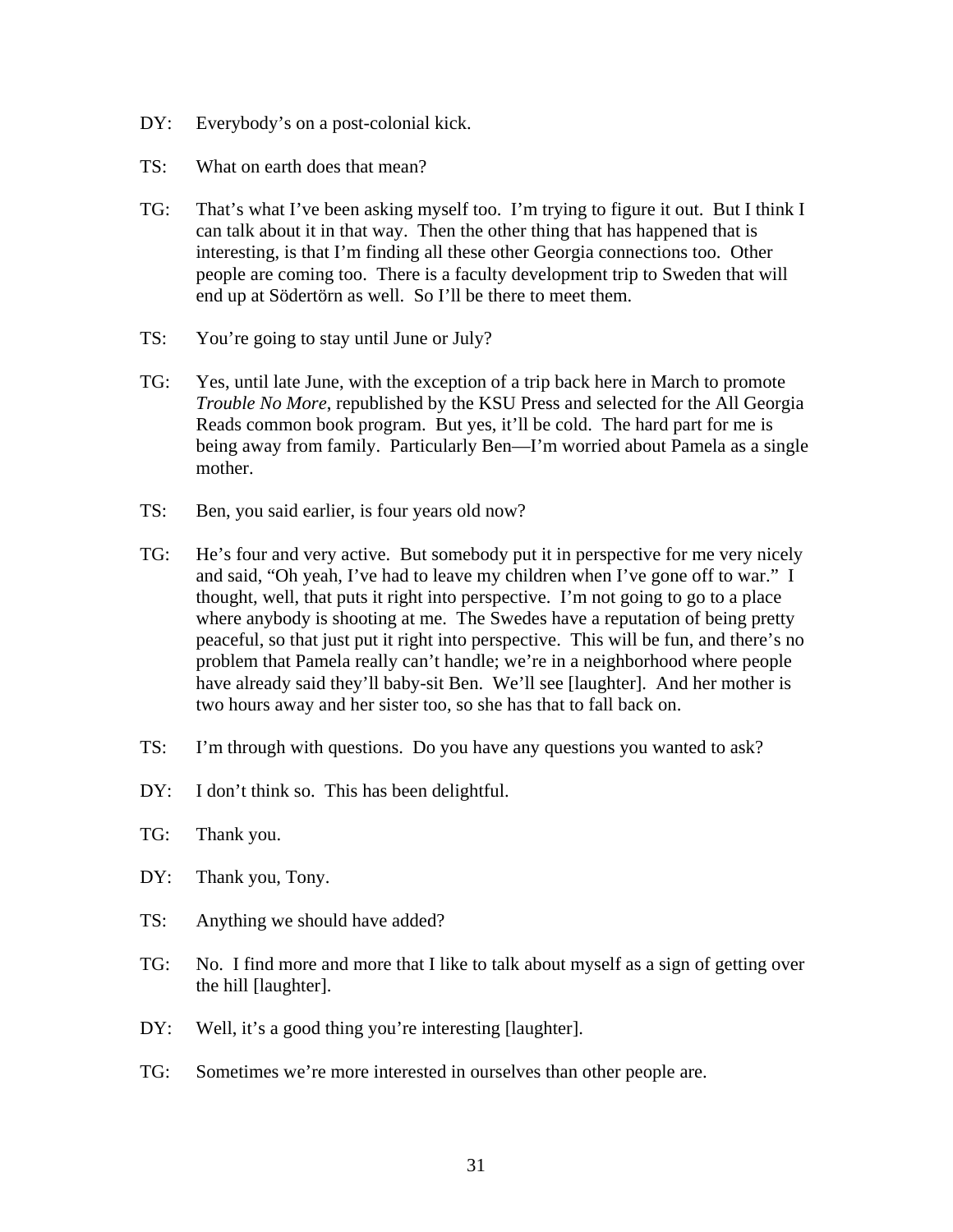DY: Everybody's on a post-colonial kick.

TS: What on earth does that mean?

TG: That's what I've been asking myself too. I'm trying to figure it out. But I think I can talk about it in that way. Then the other thing that has happened that is interesting, is that I'm finding all these other Georgia connections too. Other people are coming too. There is a faculty development trip to Sweden that will end up at Södertörn as well. So I'll be there to meet them.

TS: You're going to stay until June or July?

TG: Yes, until late June, with the exception of a trip back here in March to promote *Trouble No More*, republished by the KSU Press and selected for the All Georgia Reads common book program. But yes, it'll be cold. The hard part for me is being away from family. Particularly Ben—I'm worried about Pamela as a single mother.

TS: Ben, you said earlier, is four years old now?

TG: He's four and very active. But somebody put it in perspective for me very nicely and said, "Oh yeah, I've had to leave my children when I've gone off to war." I thought, well, that puts it right into perspective. I'm not going to go to a place where anybody is shooting at me. The Swedes have a reputation of being pretty peaceful, so that just put it right into perspective. This will be fun, and there's no problem that Pamela really can't handle; we're in a neighborhood where people have already said they'll baby-sit Ben. We'll see [laughter]. And her mother is two hours away and her sister too, so she has that to fall back on.

TS: I'm through with questions. Do you have any questions you wanted to ask?

DY: I don't think so. This has been delightful.

TG: Thank you.

DY: Thank you, Tony.

TS: Anything we should have added?

TG: No. I find more and more that I like to talk about myself as a sign of getting over the hill [laughter].

DY: Well, it's a good thing you're interesting [laughter].

TG: Sometimes we're more interested in ourselves than other people are.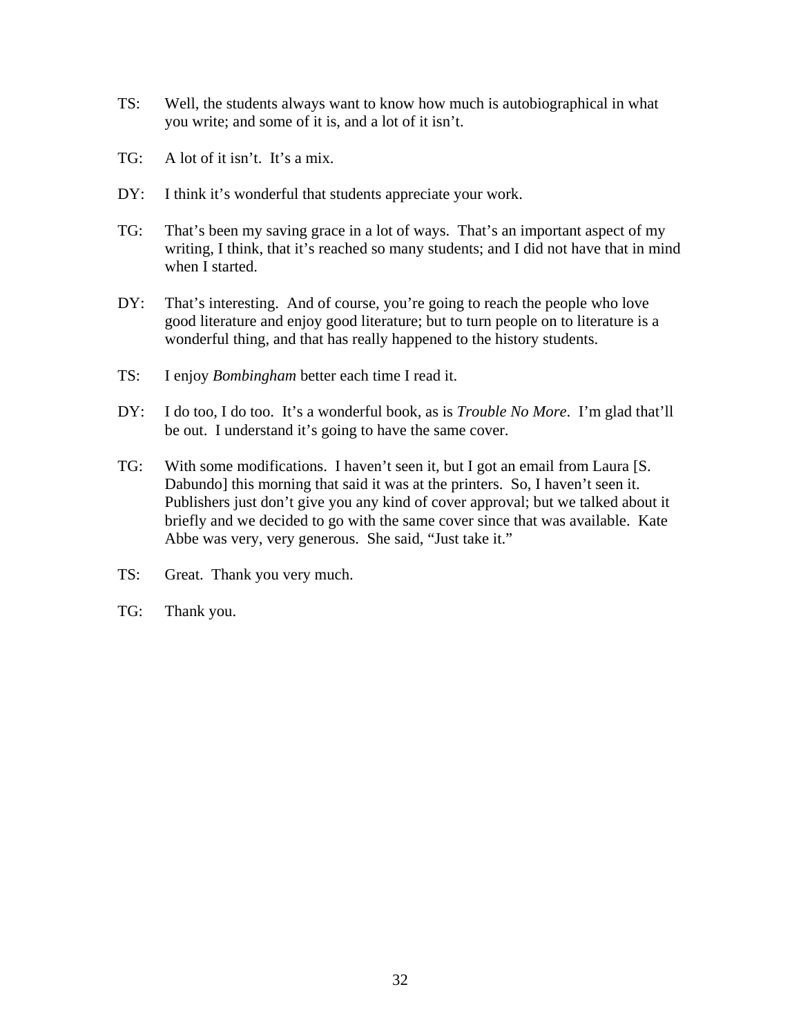TS: Well, the students always want to know how much is autobiographical in what you write; and some of it is, and a lot of it isn't.

TG: A lot of it isn't. It's a mix.

DY: I think it's wonderful that students appreciate your work.

TG: That's been my saving grace in a lot of ways. That's an important aspect of my writing, I think, that it's reached so many students; and I did not have that in mind when I started.

DY: That's interesting. And of course, you're going to reach the people who love good literature and enjoy good literature; but to turn people on to literature is a wonderful thing, and that has really happened to the history students.

TS: I enjoy *Bombingham* better each time I read it.

DY: I do too, I do too. It's a wonderful book, as is *Trouble No More*. I'm glad that'll be out. I understand it's going to have the same cover.

TG: With some modifications. I haven't seen it, but I got an email from Laura [S. Dabundo] this morning that said it was at the printers. So, I haven't seen it. Publishers just don't give you any kind of cover approval; but we talked about it briefly and we decided to go with the same cover since that was available. Kate Abbe was very, very generous. She said, "Just take it."

TS: Great. Thank you very much.

TG: Thank you.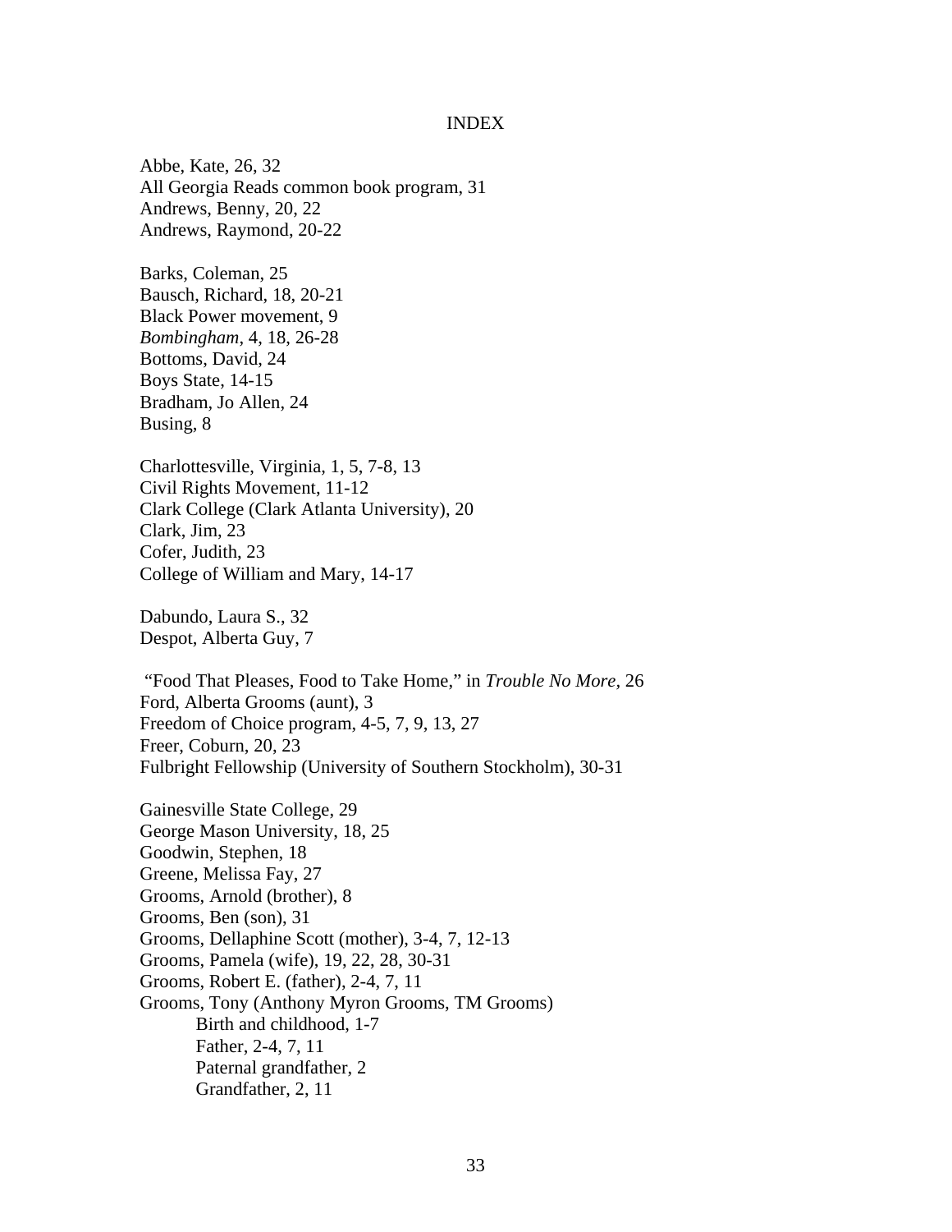# INDEX

Abbe, Kate, 26, 32
All Georgia Reads common book program, 31
Andrews, Benny, 20, 22
Andrews, Raymond, 20-22

Barks, Coleman, 25
Bausch, Richard, 18, 20-21
Black Power movement, 9
*Bombingham*, 4, 18, 26-28
Bottoms, David, 24
Boys State, 14-15
Bradham, Jo Allen, 24
Busing, 8

Charlottesville, Virginia, 1, 5, 7-8, 13
Civil Rights Movement, 11-12
Clark College (Clark Atlanta University), 20
Clark, Jim, 23
Cofer, Judith, 23
College of William and Mary, 14-17

Dabundo, Laura S., 32
Despot, Alberta Guy, 7

"Food That Pleases, Food to Take Home," in *Trouble No More*, 26
Ford, Alberta Grooms (aunt), 3
Freedom of Choice program, 4-5, 7, 9, 13, 27
Freer, Coburn, 20, 23
Fulbright Fellowship (University of Southern Stockholm), 30-31

Gainesville State College, 29
George Mason University, 18, 25
Goodwin, Stephen, 18
Greene, Melissa Fay, 27
Grooms, Arnold (brother), 8
Grooms, Ben (son), 31
Grooms, Dellaphine Scott (mother), 3-4, 7, 12-13
Grooms, Pamela (wife), 19, 22, 28, 30-31
Grooms, Robert E. (father), 2-4, 7, 11
Grooms, Tony (Anthony Myron Grooms, TM Grooms)
- Birth and childhood, 1-7
- Father, 2-4, 7, 11
- Paternal grandfather, 2
- Grandfather, 2, 11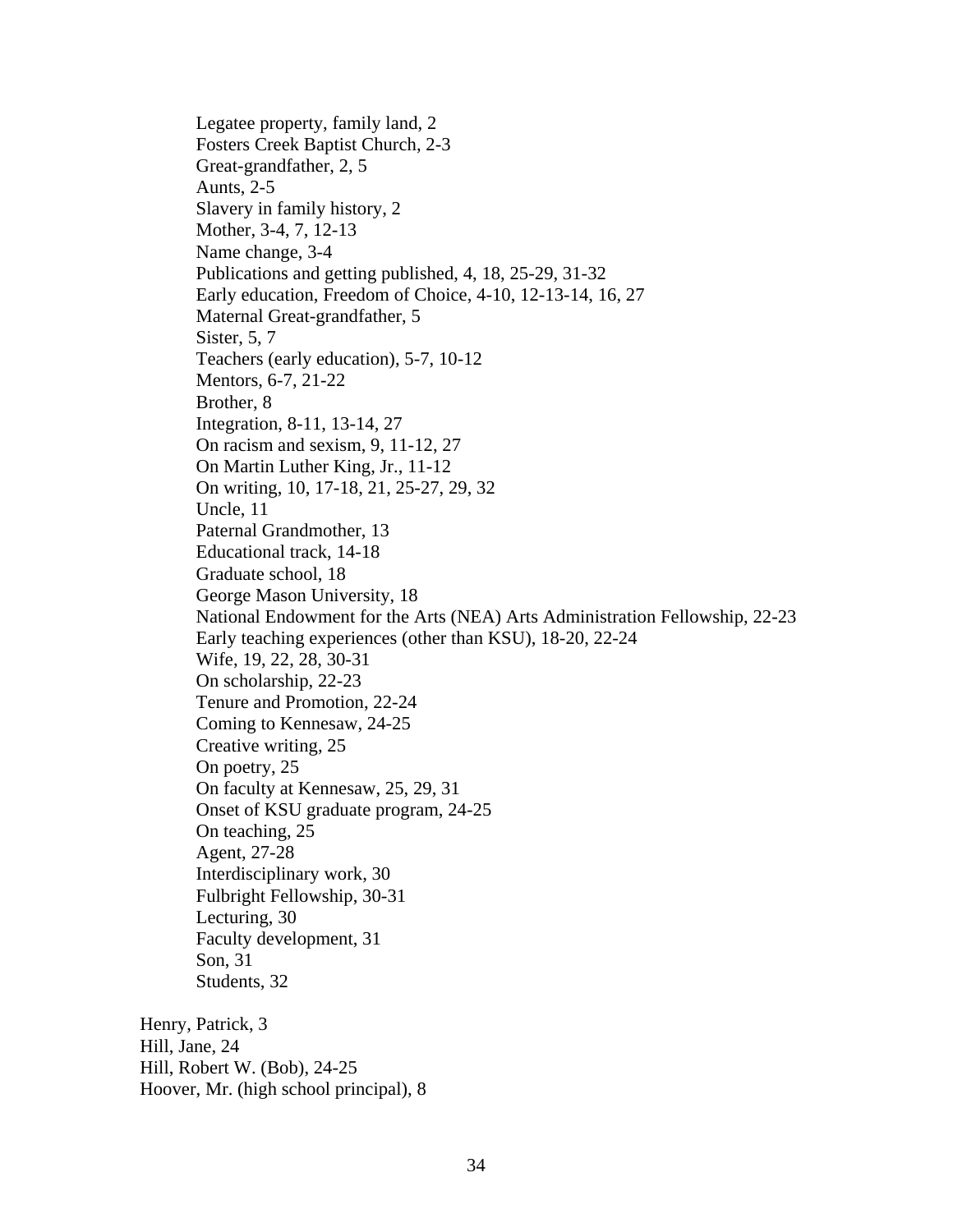- Legatee property, family land, 2
- Fosters Creek Baptist Church, 2-3
- Great-grandfather, 2, 5
- Aunts, 2-5
- Slavery in family history, 2
- Mother, 3-4, 7, 12-13
- Name change, 3-4
- Publications and getting published, 4, 18, 25-29, 31-32
- Early education, Freedom of Choice, 4-10, 12-13-14, 16, 27
- Maternal Great-grandfather, 5
- Sister, 5, 7
- Teachers (early education), 5-7, 10-12
- Mentors, 6-7, 21-22
- Brother, 8
- Integration, 8-11, 13-14, 27
- On racism and sexism, 9, 11-12, 27
- On Martin Luther King, Jr., 11-12
- On writing, 10, 17-18, 21, 25-27, 29, 32
- Uncle, 11
- Paternal Grandmother, 13
- Educational track, 14-18
- Graduate school, 18
- George Mason University, 18
- National Endowment for the Arts (NEA) Arts Administration Fellowship, 22-23
- Early teaching experiences (other than KSU), 18-20, 22-24
- Wife, 19, 22, 28, 30-31
- On scholarship, 22-23
- Tenure and Promotion, 22-24
- Coming to Kennesaw, 24-25
- Creative writing, 25
- On poetry, 25
- On faculty at Kennesaw, 25, 29, 31
- Onset of KSU graduate program, 24-25
- On teaching, 25
- Agent, 27-28
- Interdisciplinary work, 30
- Fulbright Fellowship, 30-31
- Lecturing, 30
- Faculty development, 31
- Son, 31
- Students, 32

Henry, Patrick, 3  
Hill, Jane, 24  
Hill, Robert W. (Bob), 24-25  
Hoover, Mr. (high school principal), 8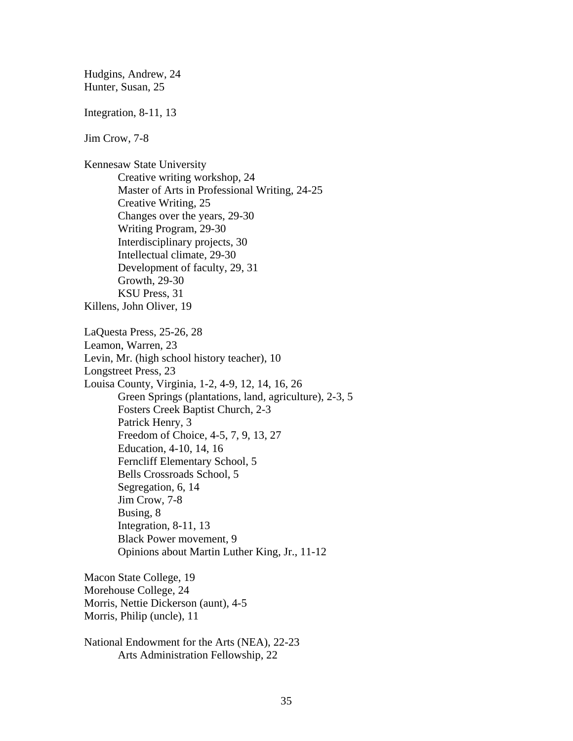Hudgins, Andrew, 24
Hunter, Susan, 25

Integration, 8-11, 13

Jim Crow, 7-8

Kennesaw State University
- Creative writing workshop, 24
- Master of Arts in Professional Writing, 24-25
- Creative Writing, 25
- Changes over the years, 29-30
- Writing Program, 29-30
- Interdisciplinary projects, 30
- Intellectual climate, 29-30
- Development of faculty, 29, 31
- Growth, 29-30
- KSU Press, 31

Killens, John Oliver, 19

LaQuesta Press, 25-26, 28
Leamon, Warren, 23
Levin, Mr. (high school history teacher), 10
Longstreet Press, 23
Louisa County, Virginia, 1-2, 4-9, 12, 14, 16, 26
- Green Springs (plantations, land, agriculture), 2-3, 5
- Fosters Creek Baptist Church, 2-3
- Patrick Henry, 3
- Freedom of Choice, 4-5, 7, 9, 13, 27
- Education, 4-10, 14, 16
- Ferncliff Elementary School, 5
- Bells Crossroads School, 5
- Segregation, 6, 14
- Jim Crow, 7-8
- Busing, 8
- Integration, 8-11, 13
- Black Power movement, 9
- Opinions about Martin Luther King, Jr., 11-12

Macon State College, 19
Morehouse College, 24
Morris, Nettie Dickerson (aunt), 4-5
Morris, Philip (uncle), 11

National Endowment for the Arts (NEA), 22-23
- Arts Administration Fellowship, 22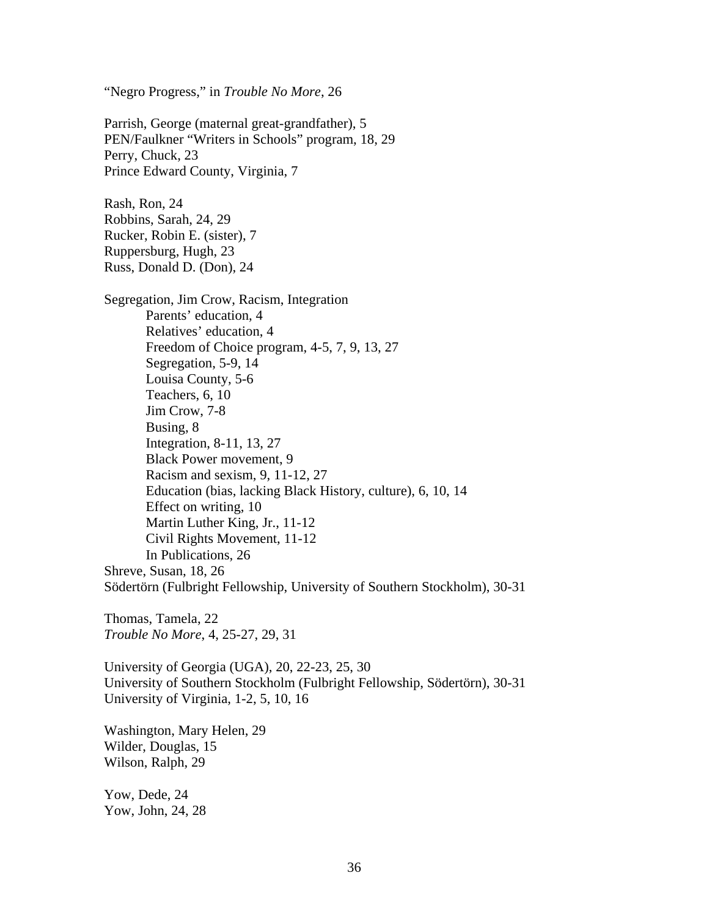"Negro Progress," in *Trouble No More*, 26

Parrish, George (maternal great-grandfather), 5
PEN/Faulkner "Writers in Schools" program, 18, 29
Perry, Chuck, 23
Prince Edward County, Virginia, 7

Rash, Ron, 24
Robbins, Sarah, 24, 29
Rucker, Robin E. (sister), 7
Ruppersburg, Hugh, 23
Russ, Donald D. (Don), 24

Segregation, Jim Crow, Racism, Integration
- Parents' education, 4
- Relatives' education, 4
- Freedom of Choice program, 4-5, 7, 9, 13, 27
- Segregation, 5-9, 14
- Louisa County, 5-6
- Teachers, 6, 10
- Jim Crow, 7-8
- Busing, 8
- Integration, 8-11, 13, 27
- Black Power movement, 9
- Racism and sexism, 9, 11-12, 27
- Education (bias, lacking Black History, culture), 6, 10, 14
- Effect on writing, 10
- Martin Luther King, Jr., 11-12
- Civil Rights Movement, 11-12
- In Publications, 26

Shreve, Susan, 18, 26
Södertörn (Fulbright Fellowship, University of Southern Stockholm), 30-31

Thomas, Tamela, 22
*Trouble No More*, 4, 25-27, 29, 31

University of Georgia (UGA), 20, 22-23, 25, 30
University of Southern Stockholm (Fulbright Fellowship, Södertörn), 30-31
University of Virginia, 1-2, 5, 10, 16

Washington, Mary Helen, 29
Wilder, Douglas, 15
Wilson, Ralph, 29

Yow, Dede, 24
Yow, John, 24, 28